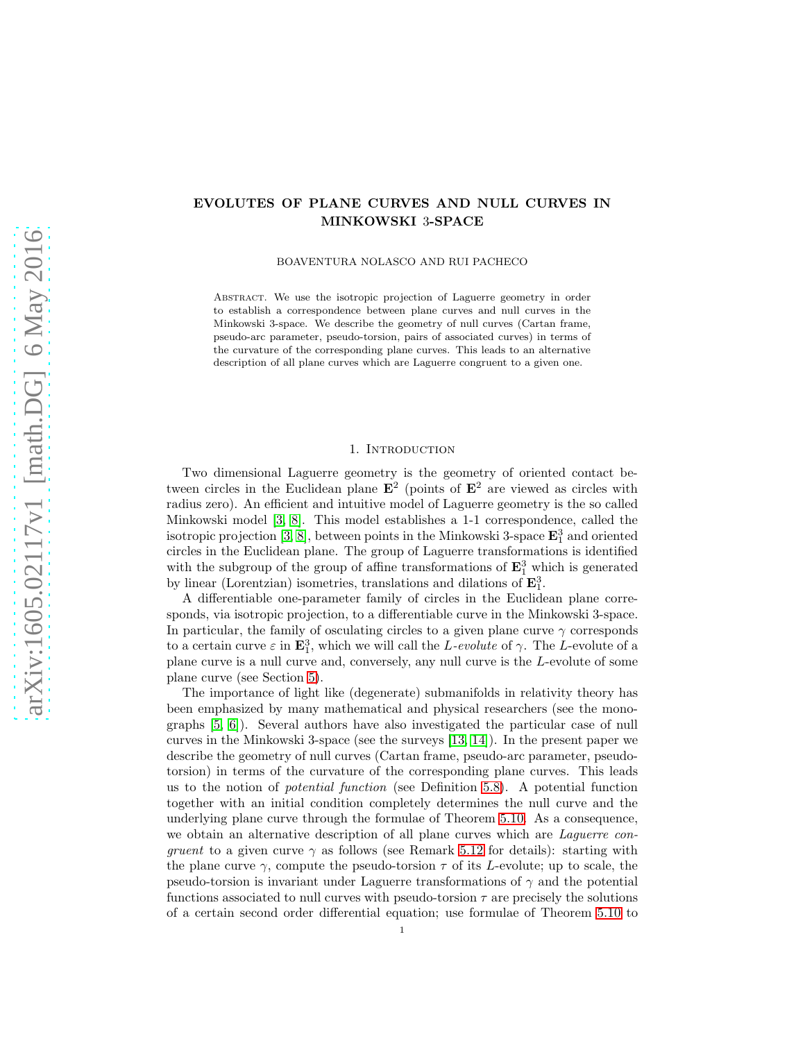# EVOLUTES OF PLANE CURVES AND NULL CURVES IN MINKOWSKI 3-SPACE

BOAVENTURA NOLASCO AND RUI PACHECO

Abstract. We use the isotropic projection of Laguerre geometry in order to establish a correspondence between plane curves and null curves in the Minkowski 3-space. We describe the geometry of null curves (Cartan frame, pseudo-arc parameter, pseudo-torsion, pairs of associated curves) in terms of the curvature of the corresponding plane curves. This leads to an alternative description of all plane curves which are Laguerre congruent to a given one.

## 1. Introduction

Two dimensional Laguerre geometry is the geometry of oriented contact between circles in the Euclidean plane $\mathbf{E}^2$ (points of $\mathbf{E}^2$ are viewed as circles with radius zero). An efficient and intuitive model of Laguerre geometry is the so called Minkowski model [3, 8]. This model establishes a 1-1 correspondence, called the isotropic projection [3, 8], between points in the Minkowski 3-space $\mathbf{E}^3_1$ and oriented circles in the Euclidean plane. The group of Laguerre transformations is identified with the subgroup of the group of affine transformations of $\mathbf{E}^3_1$ which is generated by linear (Lorentzian) isometries, translations and dilations of $\mathbf{E}^3_1$.

A differentiable one-parameter family of circles in the Euclidean plane corresponds, via isotropic projection, to a differentiable curve in the Minkowski 3-space. In particular, the family of osculating circles to a given plane curve $\gamma$ corresponds to a certain curve $\varepsilon$ in $\mathbf{E}^3_1$, which we will call the *L-evolute* of $\gamma$. The $L$-evolute of a plane curve is a null curve and, conversely, any null curve is the $L$-evolute of some plane curve (see Section 5).

The importance of light like (degenerate) submanifolds in relativity theory has been emphasized by many mathematical and physical researchers (see the monographs [5, 6]). Several authors have also investigated the particular case of null curves in the Minkowski 3-space (see the surveys [13, 14]). In the present paper we describe the geometry of null curves (Cartan frame, pseudo-arc parameter, pseudo-torsion) in terms of the curvature of the corresponding plane curves. This leads us to the notion of *potential function* (see Definition 5.8). A potential function together with an initial condition completely determines the null curve and the underlying plane curve through the formulae of Theorem 5.10. As a consequence, we obtain an alternative description of all plane curves which are *Laguerre congruent* to a given curve $\gamma$ as follows (see Remark 5.12 for details): starting with the plane curve $\gamma$, compute the pseudo-torsion $\tau$ of its $L$-evolute; up to scale, the pseudo-torsion is invariant under Laguerre transformations of $\gamma$ and the potential functions associated to null curves with pseudo-torsion $\tau$ are precisely the solutions of a certain second order differential equation; use formulae of Theorem 5.10 to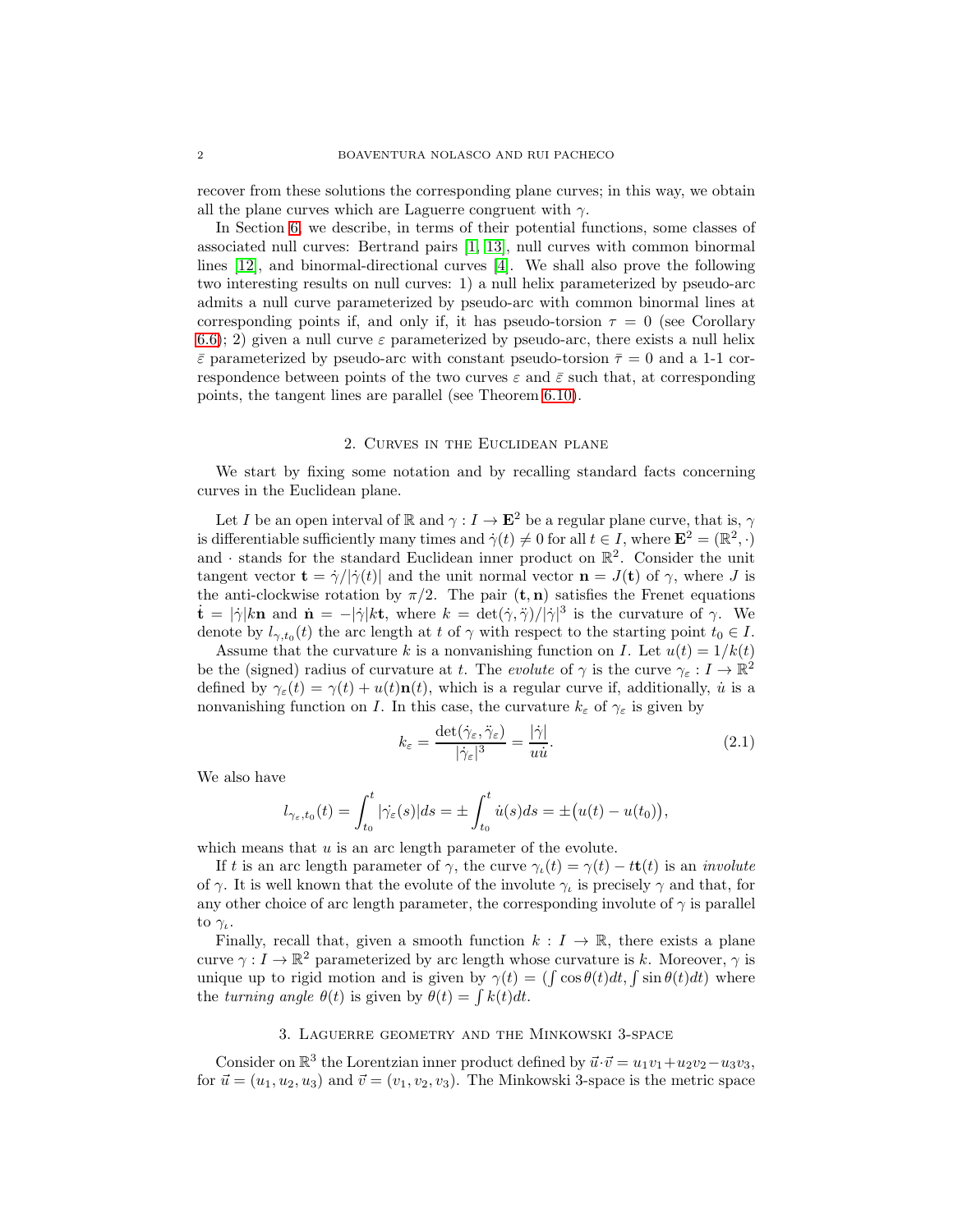recover from these solutions the corresponding plane curves; in this way, we obtain all the plane curves which are Laguerre congruent with $\gamma$.

In Section 6, we describe, in terms of their potential functions, some classes of associated null curves: Bertrand pairs [1, 13], null curves with common binormal lines [12], and binormal-directional curves [4]. We shall also prove the following two interesting results on null curves: 1) a null helix parameterized by pseudo-arc admits a null curve parameterized by pseudo-arc with common binormal lines at corresponding points if, and only if, it has pseudo-torsion $\tau = 0$ (see Corollary 6.6); 2) given a null curve $\varepsilon$ parameterized by pseudo-arc, there exists a null helix $\bar{\varepsilon}$ parameterized by pseudo-arc with constant pseudo-torsion $\bar{\tau} = 0$ and a 1-1 correspondence between points of the two curves $\varepsilon$ and $\bar{\varepsilon}$ such that, at corresponding points, the tangent lines are parallel (see Theorem 6.10).

## 2. Curves in the Euclidean plane

We start by fixing some notation and by recalling standard facts concerning curves in the Euclidean plane.

Let $I$ be an open interval of $\mathbb{R}$ and $\gamma : I \to \mathbf{E}^2$ be a regular plane curve, that is, $\gamma$ is differentiable sufficiently many times and $\dot{\gamma}(t) \neq 0$ for all $t \in I$, where $\mathbf{E}^2 = (\mathbb{R}^2, \cdot)$ and $\cdot$ stands for the standard Euclidean inner product on $\mathbb{R}^2$. Consider the unit tangent vector $\mathbf{t} = \dot{\gamma}/|\dot{\gamma}(t)|$ and the unit normal vector $\mathbf{n} = J(\mathbf{t})$ of $\gamma$, where $J$ is the anti-clockwise rotation by $\pi/2$. The pair $(\mathbf{t}, \mathbf{n})$ satisfies the Frenet equations $\dot{\mathbf{t}} = |\dot{\gamma}|k\mathbf{n}$ and $\dot{\mathbf{n}} = -|\dot{\gamma}|k\mathbf{t}$, where $k = \det(\dot{\gamma}, \ddot{\gamma})/|\dot{\gamma}|^3$ is the curvature of $\gamma$. We denote by $l_{\gamma,t_0}(t)$ the arc length at $t$ of $\gamma$ with respect to the starting point $t_0 \in I$.

Assume that the curvature $k$ is a nonvanishing function on $I$. Let $u(t) = 1/k(t)$ be the (signed) radius of curvature at $t$. The *evolute* of $\gamma$ is the curve $\gamma_\varepsilon : I \to \mathbb{R}^2$ defined by $\gamma_\varepsilon(t) = \gamma(t) + u(t)\mathbf{n}(t)$, which is a regular curve if, additionally, $\dot{u}$ is a nonvanishing function on $I$. In this case, the curvature $k_\varepsilon$ of $\gamma_\varepsilon$ is given by

$$k_\varepsilon = \frac{\det(\dot{\gamma}_\varepsilon, \ddot{\gamma}_\varepsilon)}{|\dot{\gamma}_\varepsilon|^3} = \frac{|\dot{\gamma}|}{u\dot{u}}. \tag{2.1}$$

We also have

$$l_{\gamma_\varepsilon,t_0}(t) = \int_{t_0}^{t} |\dot{\gamma_\varepsilon}(s)|ds = \pm \int_{t_0}^{t} \dot{u}(s)ds = \pm\big(u(t) - u(t_0)\big),$$

which means that $u$ is an arc length parameter of the evolute.

If $t$ is an arc length parameter of $\gamma$, the curve $\gamma_\iota(t) = \gamma(t) - t\mathbf{t}(t)$ is an *involute* of $\gamma$. It is well known that the evolute of the involute $\gamma_\iota$ is precisely $\gamma$ and that, for any other choice of arc length parameter, the corresponding involute of $\gamma$ is parallel to $\gamma_\iota$.

Finally, recall that, given a smooth function $k : I \to \mathbb{R}$, there exists a plane curve $\gamma : I \to \mathbb{R}^2$ parameterized by arc length whose curvature is $k$. Moreover, $\gamma$ is unique up to rigid motion and is given by $\gamma(t) = (\int \cos\theta(t)dt, \int \sin\theta(t)dt)$ where the *turning angle* $\theta(t)$ is given by $\theta(t) = \int k(t)dt$.

## 3. Laguerre geometry and the Minkowski 3-space

Consider on $\mathbb{R}^3$ the Lorentzian inner product defined by $\vec{u}\cdot\vec{v} = u_1v_1 + u_2v_2 - u_3v_3$, for $\vec{u} = (u_1, u_2, u_3)$ and $\vec{v} = (v_1, v_2, v_3)$. The Minkowski 3-space is the metric space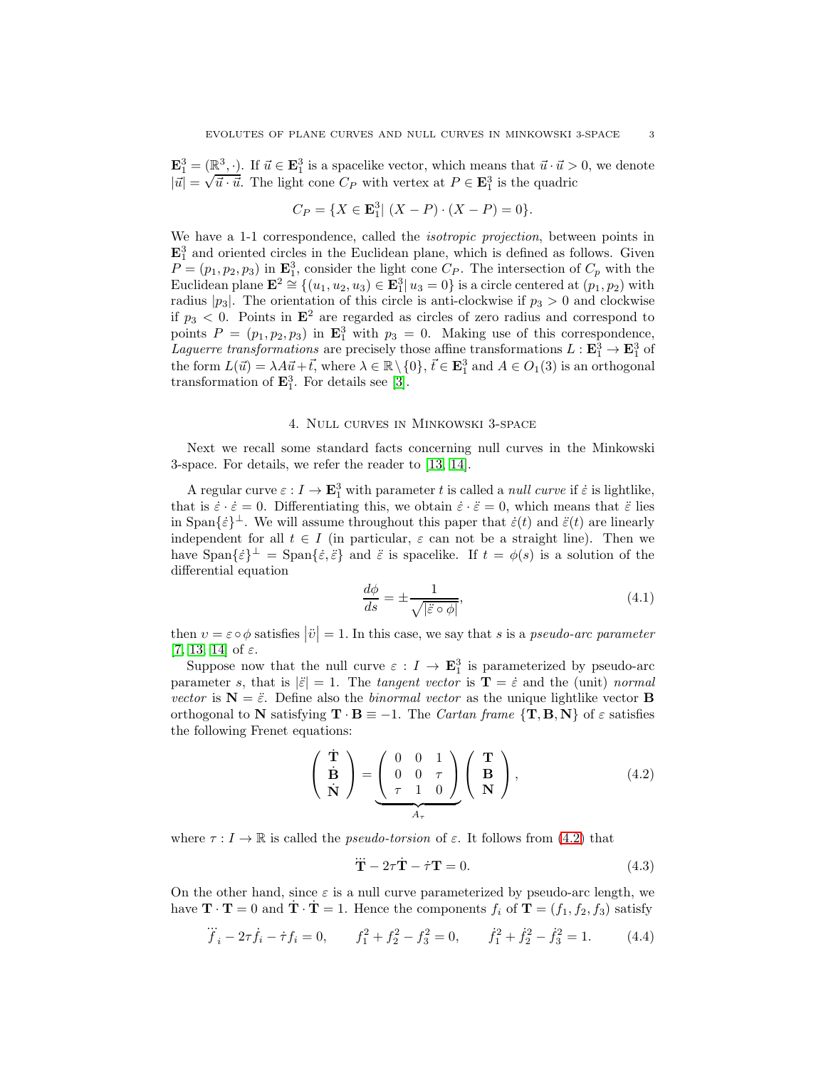$\mathbf{E}_1^3 = (\mathbb{R}^3, \cdot)$. If $\vec{u} \in \mathbf{E}_1^3$ is a spacelike vector, which means that $\vec{u} \cdot \vec{u} > 0$, we denote $|\vec{u}| = \sqrt{\vec{u} \cdot \vec{u}}$. The light cone $C_P$ with vertex at $P \in \mathbf{E}_1^3$ is the quadric

$$C_P = \{X \in \mathbf{E}_1^3 |\ (X - P) \cdot (X - P) = 0\}.$$

We have a 1-1 correspondence, called the *isotropic projection*, between points in $\mathbf{E}_1^3$ and oriented circles in the Euclidean plane, which is defined as follows. Given $P = (p_1, p_2, p_3)$ in $\mathbf{E}_1^3$, consider the light cone $C_P$. The intersection of $C_p$ with the Euclidean plane $\mathbf{E}^2 \cong \{(u_1, u_2, u_3) \in \mathbf{E}_1^3 |\ u_3 = 0\}$ is a circle centered at $(p_1, p_2)$ with radius $|p_3|$. The orientation of this circle is anti-clockwise if $p_3 > 0$ and clockwise if $p_3 < 0$. Points in $\mathbf{E}^2$ are regarded as circles of zero radius and correspond to points $P = (p_1, p_2, p_3)$ in $\mathbf{E}_1^3$ with $p_3 = 0$. Making use of this correspondence, *Laguerre transformations* are precisely those affine transformations $L : \mathbf{E}_1^3 \to \mathbf{E}_1^3$ of the form $L(\vec{u}) = \lambda A\vec{u} + \vec{t}$, where $\lambda \in \mathbb{R} \setminus \{0\}$, $\vec{t} \in \mathbf{E}_1^3$ and $A \in O_1(3)$ is an orthogonal transformation of $\mathbf{E}_1^3$. For details see [3].

## 4. Null curves in Minkowski 3-space

Next we recall some standard facts concerning null curves in the Minkowski 3-space. For details, we refer the reader to [13, 14].

A regular curve $\varepsilon : I \to \mathbf{E}_1^3$ with parameter $t$ is called a *null curve* if $\dot{\varepsilon}$ is lightlike, that is $\dot{\varepsilon} \cdot \dot{\varepsilon} = 0$. Differentiating this, we obtain $\dot{\varepsilon} \cdot \ddot{\varepsilon} = 0$, which means that $\ddot{\varepsilon}$ lies in $\mathrm{Span}\{\dot{\varepsilon}\}^\perp$. We will assume throughout this paper that $\dot{\varepsilon}(t)$ and $\ddot{\varepsilon}(t)$ are linearly independent for all $t \in I$ (in particular, $\varepsilon$ can not be a straight line). Then we have $\mathrm{Span}\{\dot{\varepsilon}\}^\perp = \mathrm{Span}\{\dot{\varepsilon}, \ddot{\varepsilon}\}$ and $\ddot{\varepsilon}$ is spacelike. If $t = \phi(s)$ is a solution of the differential equation

$$\frac{d\phi}{ds} = \pm \frac{1}{\sqrt{|\ddot{\varepsilon} \circ \phi|}}, \tag{4.1}$$

then $\upsilon = \varepsilon \circ \phi$ satisfies $|\ddot{\upsilon}| = 1$. In this case, we say that $s$ is a *pseudo-arc parameter* [7, 13, 14] of $\varepsilon$.

Suppose now that the null curve $\varepsilon : I \to \mathbf{E}_1^3$ is parameterized by pseudo-arc parameter $s$, that is $|\ddot{\varepsilon}| = 1$. The *tangent vector* is $\mathbf{T} = \dot{\varepsilon}$ and the (unit) *normal vector* is $\mathbf{N} = \ddot{\varepsilon}$. Define also the *binormal vector* as the unique lightlike vector $\mathbf{B}$ orthogonal to $\mathbf{N}$ satisfying $\mathbf{T} \cdot \mathbf{B} \equiv -1$. The *Cartan frame* $\{\mathbf{T}, \mathbf{B}, \mathbf{N}\}$ of $\varepsilon$ satisfies the following Frenet equations:

$$\begin{pmatrix} \dot{\mathbf{T}} \\ \dot{\mathbf{B}} \\ \dot{\mathbf{N}} \end{pmatrix} = \underbrace{\begin{pmatrix} 0 & 0 & 1 \\ 0 & 0 & \tau \\ \tau & 1 & 0 \end{pmatrix}}_{A_\tau} \begin{pmatrix} \mathbf{T} \\ \mathbf{B} \\ \mathbf{N} \end{pmatrix}, \tag{4.2}$$

where $\tau : I \to \mathbb{R}$ is called the *pseudo-torsion* of $\varepsilon$. It follows from (4.2) that

$$\dddot{\mathbf{T}} - 2\tau\dot{\mathbf{T}} - \dot{\tau}\mathbf{T} = 0. \tag{4.3}$$

On the other hand, since $\varepsilon$ is a null curve parameterized by pseudo-arc length, we have $\mathbf{T} \cdot \mathbf{T} = 0$ and $\dot{\mathbf{T}} \cdot \dot{\mathbf{T}} = 1$. Hence the components $f_i$ of $\mathbf{T} = (f_1, f_2, f_3)$ satisfy

$$\dddot{f}_i - 2\tau\dot{f}_i - \dot{\tau}f_i = 0, \qquad f_1^2 + f_2^2 - f_3^2 = 0, \qquad \dot{f}_1^2 + \dot{f}_2^2 - \dot{f}_3^2 = 1. \tag{4.4}$$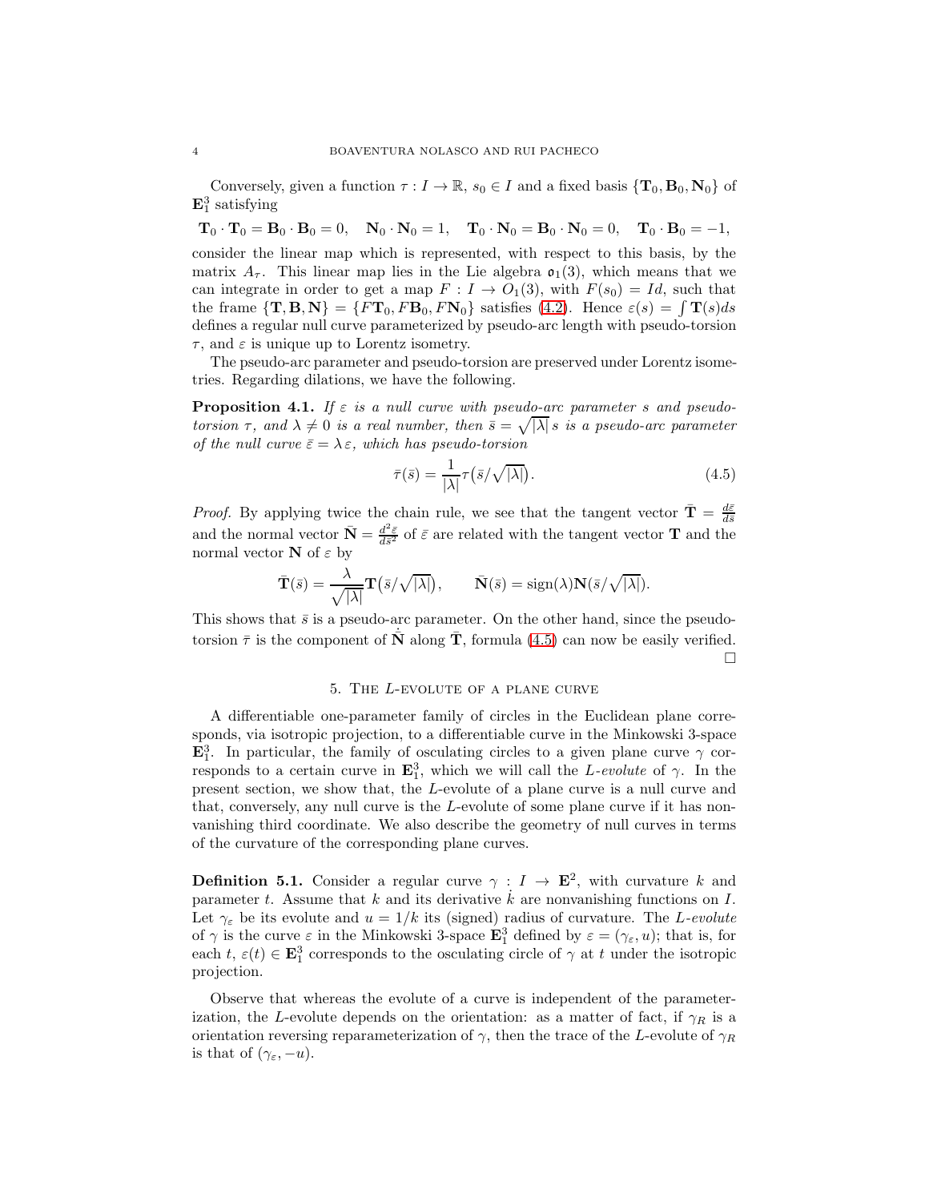Conversely, given a function $\tau : I \to \mathbb{R}$, $s_0 \in I$ and a fixed basis $\{\mathbf{T}_0, \mathbf{B}_0, \mathbf{N}_0\}$ of $\mathbf{E}^3_1$ satisfying

$$\mathbf{T}_0 \cdot \mathbf{T}_0 = \mathbf{B}_0 \cdot \mathbf{B}_0 = 0, \quad \mathbf{N}_0 \cdot \mathbf{N}_0 = 1, \quad \mathbf{T}_0 \cdot \mathbf{N}_0 = \mathbf{B}_0 \cdot \mathbf{N}_0 = 0, \quad \mathbf{T}_0 \cdot \mathbf{B}_0 = -1,$$

consider the linear map which is represented, with respect to this basis, by the matrix $A_\tau$. This linear map lies in the Lie algebra $\mathfrak{o}_1(3)$, which means that we can integrate in order to get a map $F : I \to O_1(3)$, with $F(s_0) = Id$, such that the frame $\{\mathbf{T}, \mathbf{B}, \mathbf{N}\} = \{F\mathbf{T}_0, F\mathbf{B}_0, F\mathbf{N}_0\}$ satisfies (4.2). Hence $\varepsilon(s) = \int \mathbf{T}(s)ds$ defines a regular null curve parameterized by pseudo-arc length with pseudo-torsion $\tau$, and $\varepsilon$ is unique up to Lorentz isometry.

The pseudo-arc parameter and pseudo-torsion are preserved under Lorentz isometries. Regarding dilations, we have the following.

**Proposition 4.1.** *If $\varepsilon$ is a null curve with pseudo-arc parameter $s$ and pseudo-torsion $\tau$, and $\lambda \neq 0$ is a real number, then $\bar{s} = \sqrt{|\lambda|}\, s$ is a pseudo-arc parameter of the null curve $\bar{\varepsilon} = \lambda\,\varepsilon$, which has pseudo-torsion*

$$\bar{\tau}(\bar{s}) = \frac{1}{|\lambda|}\tau\big(\bar{s}/\sqrt{|\lambda|}\big). \tag{4.5}$$

*Proof.* By applying twice the chain rule, we see that the tangent vector $\bar{\mathbf{T}} = \frac{d\bar{\varepsilon}}{d\bar{s}}$ and the normal vector $\bar{\mathbf{N}} = \frac{d^2\bar{\varepsilon}}{d\bar{s}^2}$ of $\bar{\varepsilon}$ are related with the tangent vector $\mathbf{T}$ and the normal vector $\mathbf{N}$ of $\varepsilon$ by

$$\bar{\mathbf{T}}(\bar{s}) = \frac{\lambda}{\sqrt{|\lambda|}}\mathbf{T}\big(\bar{s}/\sqrt{|\lambda|}\big), \qquad \bar{\mathbf{N}}(\bar{s}) = \mathrm{sign}(\lambda)\mathbf{N}(\bar{s}/\sqrt{|\lambda|}).$$

This shows that $\bar{s}$ is a pseudo-arc parameter. On the other hand, since the pseudo-torsion $\bar{\tau}$ is the component of $\dot{\bar{\mathbf{N}}}$ along $\bar{\mathbf{T}}$, formula (4.5) can now be easily verified. $\square$

## 5. The $L$-evolute of a plane curve

A differentiable one-parameter family of circles in the Euclidean plane corresponds, via isotropic projection, to a differentiable curve in the Minkowski 3-space $\mathbf{E}^3_1$. In particular, the family of osculating circles to a given plane curve $\gamma$ corresponds to a certain curve in $\mathbf{E}^3_1$, which we will call the *$L$-evolute* of $\gamma$. In the present section, we show that, the $L$-evolute of a plane curve is a null curve and that, conversely, any null curve is the $L$-evolute of some plane curve if it has non-vanishing third coordinate. We also describe the geometry of null curves in terms of the curvature of the corresponding plane curves.

**Definition 5.1.** Consider a regular curve $\gamma : I \to \mathbf{E}^2$, with curvature $k$ and parameter $t$. Assume that $k$ and its derivative $\dot{k}$ are nonvanishing functions on $I$. Let $\gamma_\varepsilon$ be its evolute and $u = 1/k$ its (signed) radius of curvature. The *$L$-evolute* of $\gamma$ is the curve $\varepsilon$ in the Minkowski 3-space $\mathbf{E}^3_1$ defined by $\varepsilon = (\gamma_\varepsilon, u)$; that is, for each $t$, $\varepsilon(t) \in \mathbf{E}^3_1$ corresponds to the osculating circle of $\gamma$ at $t$ under the isotropic projection.

Observe that whereas the evolute of a curve is independent of the parameterization, the $L$-evolute depends on the orientation: as a matter of fact, if $\gamma_R$ is a orientation reversing reparameterization of $\gamma$, then the trace of the $L$-evolute of $\gamma_R$ is that of $(\gamma_\varepsilon, -u)$.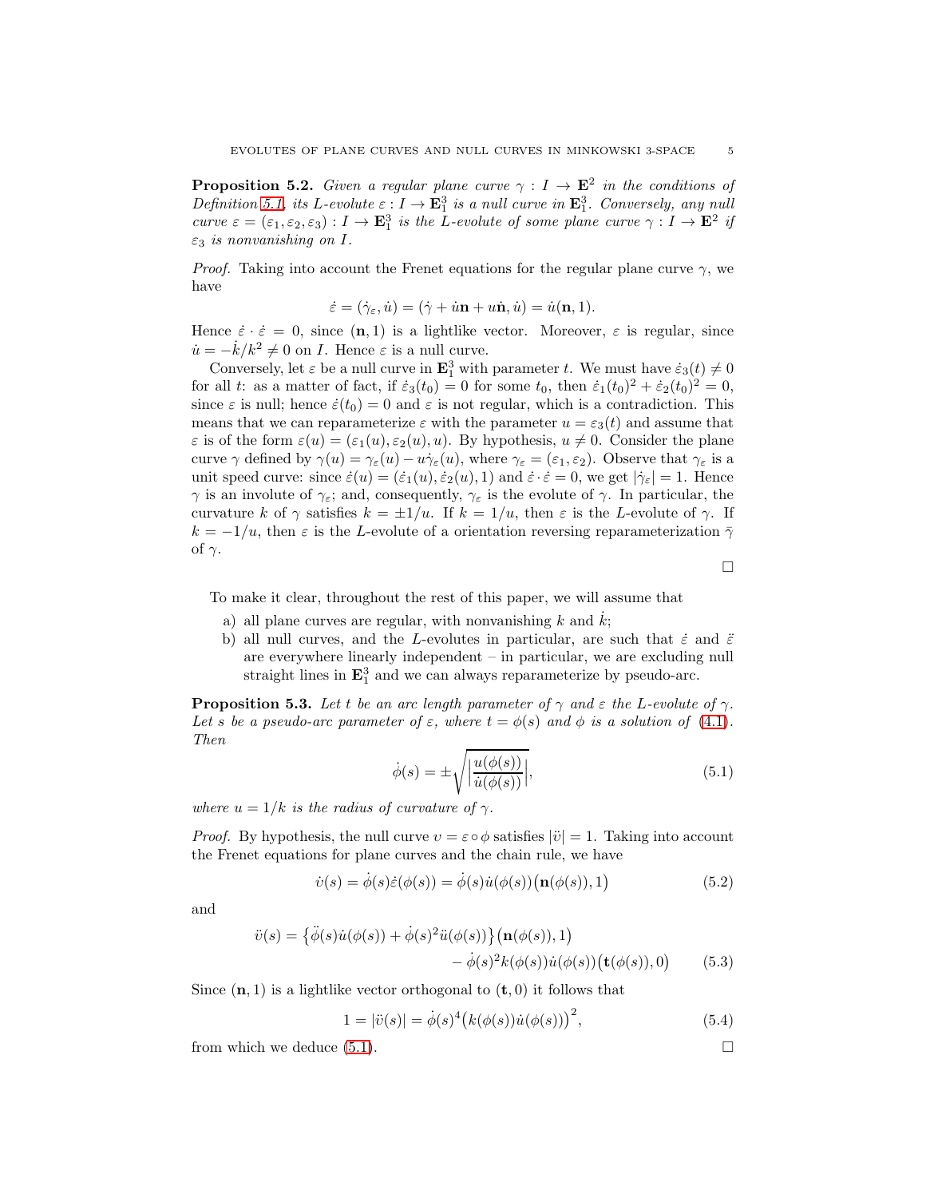**Proposition 5.2.** *Given a regular plane curve $\gamma : I \to \mathbf{E}^2$ in the conditions of Definition 5.1, its $L$-evolute $\varepsilon : I \to \mathbf{E}^3_1$ is a null curve in $\mathbf{E}^3_1$. Conversely, any null curve $\varepsilon = (\varepsilon_1, \varepsilon_2, \varepsilon_3) : I \to \mathbf{E}^3_1$ is the $L$-evolute of some plane curve $\gamma : I \to \mathbf{E}^2$ if $\varepsilon_3$ is nonvanishing on $I$.*

*Proof.* Taking into account the Frenet equations for the regular plane curve $\gamma$, we have

$$\dot{\varepsilon} = (\dot{\gamma}_\varepsilon, \dot{u}) = (\dot{\gamma} + \dot{u}\mathbf{n} + u\dot{\mathbf{n}}, \dot{u}) = \dot{u}(\mathbf{n}, 1).$$

Hence $\dot{\varepsilon} \cdot \dot{\varepsilon} = 0$, since $(\mathbf{n}, 1)$ is a lightlike vector. Moreover, $\varepsilon$ is regular, since $\dot{u} = -\dot{k}/k^2 \neq 0$ on $I$. Hence $\varepsilon$ is a null curve.

Conversely, let $\varepsilon$ be a null curve in $\mathbf{E}^3_1$ with parameter $t$. We must have $\dot{\varepsilon}_3(t) \neq 0$ for all $t$: as a matter of fact, if $\dot{\varepsilon}_3(t_0) = 0$ for some $t_0$, then $\dot{\varepsilon}_1(t_0)^2 + \dot{\varepsilon}_2(t_0)^2 = 0$, since $\varepsilon$ is null; hence $\dot{\varepsilon}(t_0) = 0$ and $\varepsilon$ is not regular, which is a contradiction. This means that we can reparameterize $\varepsilon$ with the parameter $u = \varepsilon_3(t)$ and assume that $\varepsilon$ is of the form $\varepsilon(u) = (\varepsilon_1(u), \varepsilon_2(u), u)$. By hypothesis, $u \neq 0$. Consider the plane curve $\gamma$ defined by $\gamma(u) = \gamma_\varepsilon(u) - u\dot{\gamma}_\varepsilon(u)$, where $\gamma_\varepsilon = (\varepsilon_1, \varepsilon_2)$. Observe that $\gamma_\varepsilon$ is a unit speed curve: since $\dot{\varepsilon}(u) = (\dot{\varepsilon}_1(u), \dot{\varepsilon}_2(u), 1)$ and $\dot{\varepsilon} \cdot \dot{\varepsilon} = 0$, we get $|\dot{\gamma}_\varepsilon| = 1$. Hence $\gamma$ is an involute of $\gamma_\varepsilon$; and, consequently, $\gamma_\varepsilon$ is the evolute of $\gamma$. In particular, the curvature $k$ of $\gamma$ satisfies $k = \pm 1/u$. If $k = 1/u$, then $\varepsilon$ is the $L$-evolute of $\gamma$. If $k = -1/u$, then $\varepsilon$ is the $L$-evolute of a orientation reversing reparameterization $\bar{\gamma}$ of $\gamma$. $\square$

To make it clear, throughout the rest of this paper, we will assume that

a) all plane curves are regular, with nonvanishing $k$ and $\dot{k}$;
b) all null curves, and the $L$-evolutes in particular, are such that $\dot{\varepsilon}$ and $\ddot{\varepsilon}$ are everywhere linearly independent – in particular, we are excluding null straight lines in $\mathbf{E}^3_1$ and we can always reparameterize by pseudo-arc.

**Proposition 5.3.** *Let $t$ be an arc length parameter of $\gamma$ and $\varepsilon$ the $L$-evolute of $\gamma$. Let $s$ be a pseudo-arc parameter of $\varepsilon$, where $t = \phi(s)$ and $\phi$ is a solution of (4.1). Then*

$$\dot{\phi}(s) = \pm\sqrt{\left|\frac{u(\phi(s))}{\dot{u}(\phi(s))}\right|}, \tag{5.1}$$

*where $u = 1/k$ is the radius of curvature of $\gamma$.*

*Proof.* By hypothesis, the null curve $\upsilon = \varepsilon \circ \phi$ satisfies $|\ddot{\upsilon}| = 1$. Taking into account the Frenet equations for plane curves and the chain rule, we have

$$\dot{\upsilon}(s) = \dot{\phi}(s)\dot{\varepsilon}(\phi(s)) = \dot{\phi}(s)\dot{u}(\phi(s))\big(\mathbf{n}(\phi(s)), 1\big) \tag{5.2}$$

and

$$\begin{aligned}\ddot{\upsilon}(s) = \big\{\ddot{\phi}(s)\dot{u}(\phi(s)) + \dot{\phi}(s)^2\ddot{u}(\phi(s))\big\}\big(\mathbf{n}(\phi(s)), 1\big)& \\ - \dot{\phi}(s)^2 k(\phi(s))\dot{u}(\phi(s))\big(\mathbf{t}(\phi(s)), 0\big)&\end{aligned} \tag{5.3}$$

Since $(\mathbf{n}, 1)$ is a lightlike vector orthogonal to $(\mathbf{t}, 0)$ it follows that

$$1 = |\ddot{\upsilon}(s)| = \dot{\phi}(s)^4\big(k(\phi(s))\dot{u}(\phi(s))\big)^2, \tag{5.4}$$

from which we deduce (5.1). $\square$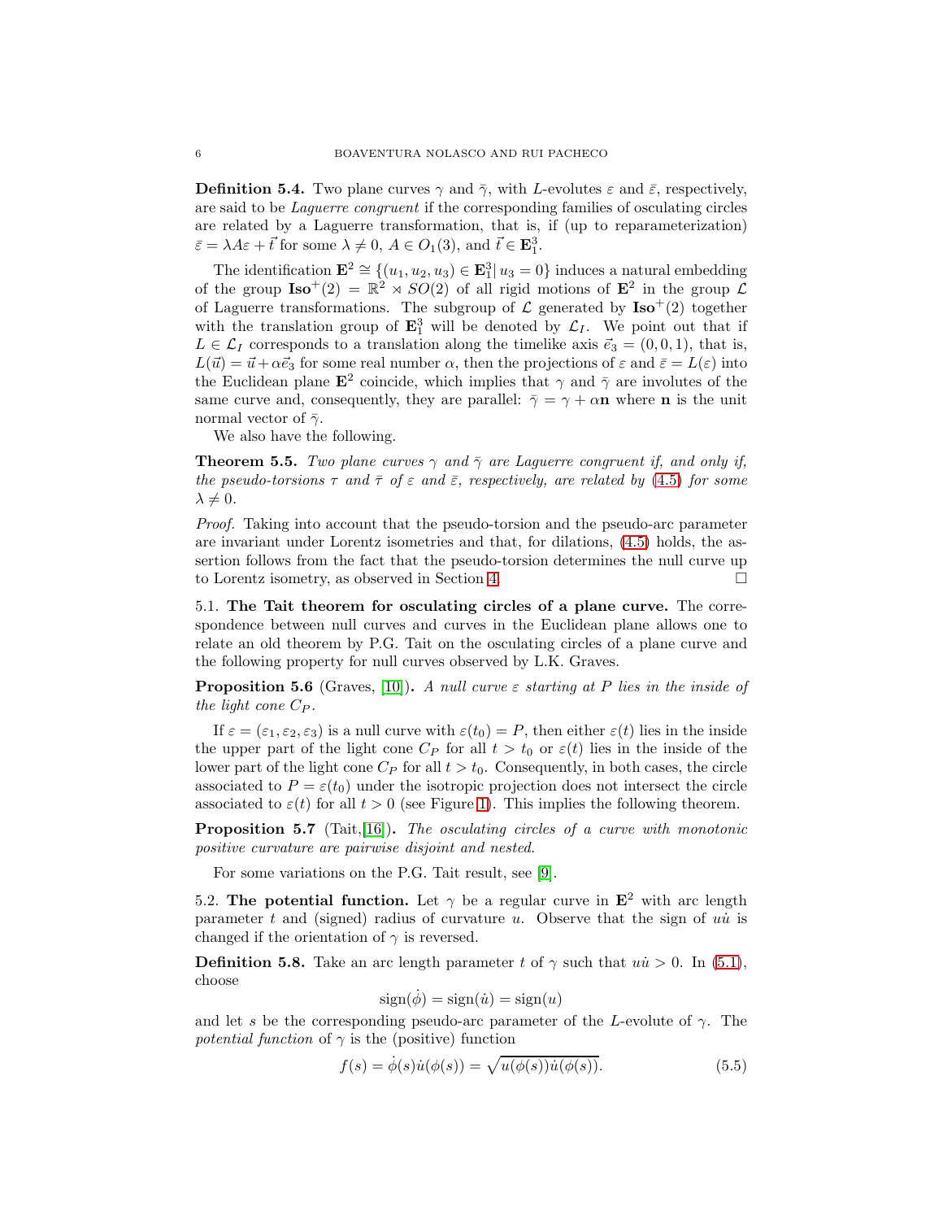**Definition 5.4.** Two plane curves $\gamma$ and $\bar{\gamma}$, with $L$-evolutes $\varepsilon$ and $\bar{\varepsilon}$, respectively, are said to be *Laguerre congruent* if the corresponding families of osculating circles are related by a Laguerre transformation, that is, if (up to reparameterization) $\bar{\varepsilon} = \lambda A \varepsilon + \vec{t}$ for some $\lambda \neq 0$, $A \in O_1(3)$, and $\vec{t} \in \mathbf{E}^3_1$.

The identification $\mathbf{E}^2 \cong \{(u_1, u_2, u_3) \in \mathbf{E}^3_1 | \, u_3 = 0\}$ induces a natural embedding of the group $\mathbf{Iso}^+(2) = \mathbb{R}^2 \rtimes SO(2)$ of all rigid motions of $\mathbf{E}^2$ in the group $\mathcal{L}$ of Laguerre transformations. The subgroup of $\mathcal{L}$ generated by $\mathbf{Iso}^+(2)$ together with the translation group of $\mathbf{E}^3_1$ will be denoted by $\mathcal{L}_I$. We point out that if $L \in \mathcal{L}_I$ corresponds to a translation along the timelike axis $\vec{e}_3 = (0, 0, 1)$, that is, $L(\vec{u}) = \vec{u} + \alpha \vec{e}_3$ for some real number $\alpha$, then the projections of $\varepsilon$ and $\bar{\varepsilon} = L(\varepsilon)$ into the Euclidean plane $\mathbf{E}^2$ coincide, which implies that $\gamma$ and $\bar{\gamma}$ are involutes of the same curve and, consequently, they are parallel: $\bar{\gamma} = \gamma + \alpha \mathbf{n}$ where $\mathbf{n}$ is the unit normal vector of $\bar{\gamma}$.

We also have the following.

**Theorem 5.5.** *Two plane curves $\gamma$ and $\bar{\gamma}$ are Laguerre congruent if, and only if, the pseudo-torsions $\tau$ and $\bar{\tau}$ of $\varepsilon$ and $\bar{\varepsilon}$, respectively, are related by (4.5) for some $\lambda \neq 0$.*

*Proof.* Taking into account that the pseudo-torsion and the pseudo-arc parameter are invariant under Lorentz isometries and that, for dilations, (4.5) holds, the assertion follows from the fact that the pseudo-torsion determines the null curve up to Lorentz isometry, as observed in Section 4. □

### 5.1. The Tait theorem for osculating circles of a plane curve.

The correspondence between null curves and curves in the Euclidean plane allows one to relate an old theorem by P.G. Tait on the osculating circles of a plane curve and the following property for null curves observed by L.K. Graves.

**Proposition 5.6** (Graves, [10]). *A null curve $\varepsilon$ starting at $P$ lies in the inside of the light cone $C_P$.*

If $\varepsilon = (\varepsilon_1, \varepsilon_2, \varepsilon_3)$ is a null curve with $\varepsilon(t_0) = P$, then either $\varepsilon(t)$ lies in the inside the upper part of the light cone $C_P$ for all $t > t_0$ or $\varepsilon(t)$ lies in the inside of the lower part of the light cone $C_P$ for all $t > t_0$. Consequently, in both cases, the circle associated to $P = \varepsilon(t_0)$ under the isotropic projection does not intersect the circle associated to $\varepsilon(t)$ for all $t > 0$ (see Figure 1). This implies the following theorem.

**Proposition 5.7** (Tait,[16]). *The osculating circles of a curve with monotonic positive curvature are pairwise disjoint and nested.*

For some variations on the P.G. Tait result, see [9].

### 5.2. The potential function.

Let $\gamma$ be a regular curve in $\mathbf{E}^2$ with arc length parameter $t$ and (signed) radius of curvature $u$. Observe that the sign of $u\dot{u}$ is changed if the orientation of $\gamma$ is reversed.

**Definition 5.8.** Take an arc length parameter $t$ of $\gamma$ such that $u\dot{u} > 0$. In (5.1), choose

$$\mathrm{sign}(\dot{\phi}) = \mathrm{sign}(\dot{u}) = \mathrm{sign}(u)$$

and let $s$ be the corresponding pseudo-arc parameter of the $L$-evolute of $\gamma$. The *potential function* of $\gamma$ is the (positive) function

$$f(s) = \dot{\phi}(s)\dot{u}(\phi(s)) = \sqrt{u(\phi(s))\dot{u}(\phi(s))}. \tag{5.5}$$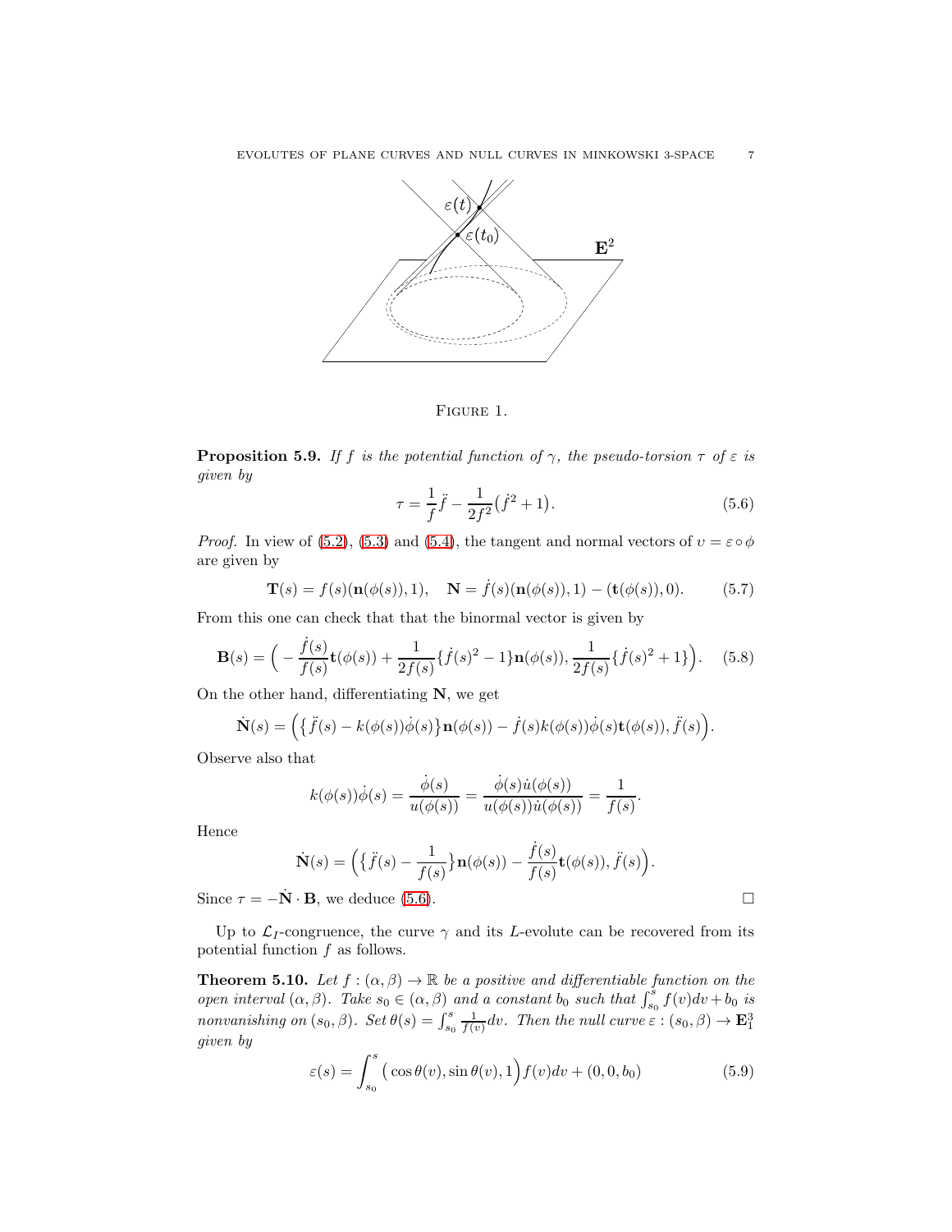FIGURE 1.

**Proposition 5.9.** *If $f$ is the potential function of $\gamma$, the pseudo-torsion $\tau$ of $\varepsilon$ is given by*

$$\tau = \frac{1}{f}\ddot{f} - \frac{1}{2f^2}\big(\dot{f}^2 + 1\big). \tag{5.6}$$

*Proof.* In view of (5.2), (5.3) and (5.4), the tangent and normal vectors of $\upsilon = \varepsilon \circ \phi$ are given by

$$\mathbf{T}(s) = f(s)(\mathbf{n}(\phi(s)), 1), \quad \mathbf{N} = \dot{f}(s)(\mathbf{n}(\phi(s)), 1) - (\mathbf{t}(\phi(s)), 0). \tag{5.7}$$

From this one can check that that the binormal vector is given by

$$\mathbf{B}(s) = \Big( -\frac{\dot{f}(s)}{f(s)}\mathbf{t}(\phi(s)) + \frac{1}{2f(s)}\{\dot{f}(s)^2 - 1\}\mathbf{n}(\phi(s)), \frac{1}{2f(s)}\{\dot{f}(s)^2 + 1\}\Big). \tag{5.8}$$

On the other hand, differentiating $\mathbf{N}$, we get

$$\dot{\mathbf{N}}(s) = \Big(\big\{\ddot{f}(s) - k(\phi(s))\dot{\phi}(s)\big\}\mathbf{n}(\phi(s)) - \dot{f}(s)k(\phi(s))\dot{\phi}(s)\mathbf{t}(\phi(s)), \ddot{f}(s)\Big).$$

Observe also that

$$k(\phi(s))\dot{\phi}(s) = \frac{\dot{\phi}(s)}{u(\phi(s))} = \frac{\dot{\phi}(s)\dot{u}(\phi(s))}{u(\phi(s))\dot{u}(\phi(s))} = \frac{1}{f(s)}.$$

Hence

$$\dot{\mathbf{N}}(s) = \Big(\big\{\ddot{f}(s) - \frac{1}{f(s)}\big\}\mathbf{n}(\phi(s)) - \frac{\dot{f}(s)}{f(s)}\mathbf{t}(\phi(s)), \ddot{f}(s)\Big).$$

Since $\tau = -\dot{\mathbf{N}} \cdot \mathbf{B}$, we deduce (5.6). □

Up to $\mathcal{L}_I$-congruence, the curve $\gamma$ and its $L$-evolute can be recovered from its potential function $f$ as follows.

**Theorem 5.10.** *Let $f : (\alpha, \beta) \to \mathbb{R}$ be a positive and differentiable function on the open interval $(\alpha, \beta)$. Take $s_0 \in (\alpha, \beta)$ and a constant $b_0$ such that $\int_{s_0}^{s} f(v)dv + b_0$ is nonvanishing on $(s_0, \beta)$. Set $\theta(s) = \int_{s_0}^{s} \frac{1}{f(v)}dv$. Then the null curve $\varepsilon : (s_0, \beta) \to \mathbf{E}^3_1$ given by*

$$\varepsilon(s) = \int_{s_0}^{s} \big(\cos\theta(v), \sin\theta(v), 1\Big) f(v)dv + (0, 0, b_0) \tag{5.9}$$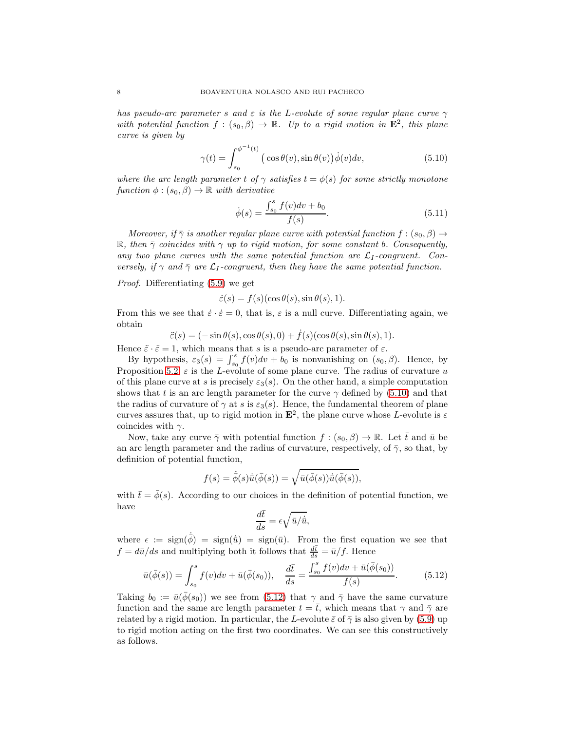*has pseudo-arc parameter $s$ and $\varepsilon$ is the $L$-evolute of some regular plane curve $\gamma$ with potential function $f:(s_0,\beta)\to\mathbb{R}$. Up to a rigid motion in $\mathbf{E}^2$, this plane curve is given by*

$$\gamma(t)=\int_{s_0}^{\phi^{-1}(t)}\big(\cos\theta(v),\sin\theta(v)\big)\dot\phi(v)dv, \tag{5.10}$$

*where the arc length parameter $t$ of $\gamma$ satisfies $t=\phi(s)$ for some strictly monotone function $\phi:(s_0,\beta)\to\mathbb{R}$ with derivative*

$$\dot\phi(s)=\frac{\int_{s_0}^{s}f(v)dv+b_0}{f(s)}. \tag{5.11}$$

*Moreover, if $\bar\gamma$ is another regular plane curve with potential function $f:(s_0,\beta)\to\mathbb{R}$, then $\bar\gamma$ coincides with $\gamma$ up to rigid motion, for some constant $b$. Consequently, any two plane curves with the same potential function are $\mathcal{L}_I$-congruent. Conversely, if $\gamma$ and $\bar\gamma$ are $\mathcal{L}_I$-congruent, then they have the same potential function.*

*Proof.* Differentiating (5.9) we get

$$\dot\varepsilon(s)=f(s)(\cos\theta(s),\sin\theta(s),1).$$

From this we see that $\dot\varepsilon\cdot\dot\varepsilon=0$, that is, $\varepsilon$ is a null curve. Differentiating again, we obtain

$$\ddot\varepsilon(s)=(-\sin\theta(s),\cos\theta(s),0)+\dot f(s)(\cos\theta(s),\sin\theta(s),1).$$

Hence $\ddot\varepsilon\cdot\ddot\varepsilon=1$, which means that $s$ is a pseudo-arc parameter of $\varepsilon$.

By hypothesis, $\varepsilon_3(s)=\int_{s_0}^{s}f(v)dv+b_0$ is nonvanishing on $(s_0,\beta)$. Hence, by Proposition 5.2, $\varepsilon$ is the $L$-evolute of some plane curve. The radius of curvature $u$ of this plane curve at $s$ is precisely $\varepsilon_3(s)$. On the other hand, a simple computation shows that $t$ is an arc length parameter for the curve $\gamma$ defined by (5.10) and that the radius of curvature of $\gamma$ at $s$ is $\varepsilon_3(s)$. Hence, the fundamental theorem of plane curves assures that, up to rigid motion in $\mathbf{E}^2$, the plane curve whose $L$-evolute is $\varepsilon$ coincides with $\gamma$.

Now, take any curve $\bar\gamma$ with potential function $f:(s_0,\beta)\to\mathbb{R}$. Let $\bar t$ and $\bar u$ be an arc length parameter and the radius of curvature, respectively, of $\bar\gamma$, so that, by definition of potential function,

$$f(s)=\dot{\bar\phi}(s)\dot{\bar u}(\bar\phi(s))=\sqrt{\bar u(\bar\phi(s))\dot{\bar u}(\bar\phi(s))},$$

with $\bar t=\bar\phi(s)$. According to our choices in the definition of potential function, we have

$$\frac{d\bar t}{ds}=\epsilon\sqrt{\bar u/\dot{\bar u}},$$

where $\epsilon:=\mathrm{sign}(\dot{\bar\phi})=\mathrm{sign}(\dot{\bar u})=\mathrm{sign}(\bar u)$. From the first equation we see that $f=d\bar u/ds$ and multiplying both it follows that $\frac{d\bar t}{ds}=\bar u/f$. Hence

$$\bar u(\bar\phi(s))=\int_{s_0}^{s}f(v)dv+\bar u(\bar\phi(s_0)),\quad \frac{d\bar t}{ds}=\frac{\int_{s_0}^{s}f(v)dv+\bar u(\bar\phi(s_0))}{f(s)}. \tag{5.12}$$

Taking $b_0:=\bar u(\bar\phi(s_0))$ we see from (5.12) that $\gamma$ and $\bar\gamma$ have the same curvature function and the same arc length parameter $t=\bar t$, which means that $\gamma$ and $\bar\gamma$ are related by a rigid motion. In particular, the $L$-evolute $\bar\varepsilon$ of $\bar\gamma$ is also given by (5.9) up to rigid motion acting on the first two coordinates. We can see this constructively as follows.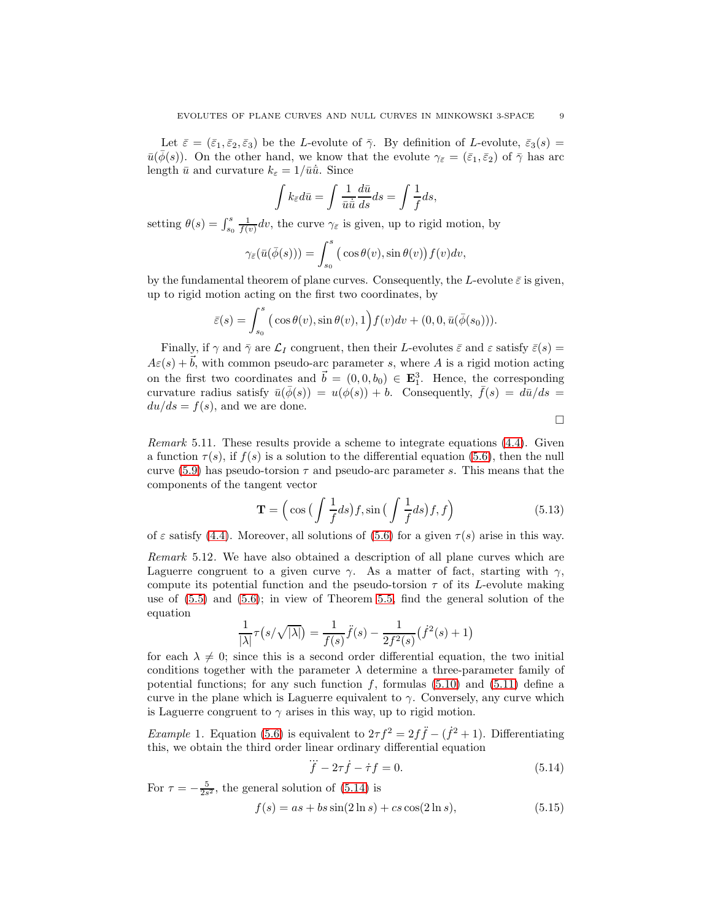Let $\bar{\varepsilon} = (\bar{\varepsilon}_1, \bar{\varepsilon}_2, \bar{\varepsilon}_3)$ be the $L$-evolute of $\bar{\gamma}$. By definition of $L$-evolute, $\bar{\varepsilon}_3(s) = \bar{u}(\bar{\phi}(s))$. On the other hand, we know that the evolute $\gamma_{\bar{\varepsilon}} = (\bar{\varepsilon}_1, \bar{\varepsilon}_2)$ of $\bar{\gamma}$ has arc length $\bar{u}$ and curvature $k_\varepsilon = 1/\bar{u}\dot{\bar{u}}$. Since

$$\int k_{\bar{\varepsilon}} d\bar{u} = \int \frac{1}{\bar{u}\dot{\bar{u}}} \frac{d\bar{u}}{ds} ds = \int \frac{1}{f} ds,$$

setting $\theta(s) = \int_{s_0}^{s} \frac{1}{f(v)} dv$, the curve $\gamma_{\bar{\varepsilon}}$ is given, up to rigid motion, by

$$\gamma_{\bar{\varepsilon}}(\bar{u}(\bar{\phi}(s))) = \int_{s_0}^{s} \big( \cos\theta(v), \sin\theta(v) \big) f(v) dv,$$

by the fundamental theorem of plane curves. Consequently, the $L$-evolute $\bar{\varepsilon}$ is given, up to rigid motion acting on the first two coordinates, by

$$\bar{\varepsilon}(s) = \int_{s_0}^{s} \big( \cos\theta(v), \sin\theta(v), 1 \big) f(v) dv + (0, 0, \bar{u}(\bar{\phi}(s_0))).$$

Finally, if $\gamma$ and $\bar{\gamma}$ are $\mathcal{L}_I$ congruent, then their $L$-evolutes $\bar{\varepsilon}$ and $\varepsilon$ satisfy $\bar{\varepsilon}(s) = A\varepsilon(s) + \vec{b}$, with common pseudo-arc parameter $s$, where $A$ is a rigid motion acting on the first two coordinates and $\vec{b} = (0, 0, b_0) \in \mathbf{E}^3_1$. Hence, the corresponding curvature radius satisfy $\bar{u}(\bar{\phi}(s)) = u(\phi(s)) + b$. Consequently, $\bar{f}(s) = d\bar{u}/ds = du/ds = f(s)$, and we are done.

$\square$

*Remark* 5.11. These results provide a scheme to integrate equations (4.4). Given a function $\tau(s)$, if $f(s)$ is a solution to the differential equation (5.6), then the null curve (5.9) has pseudo-torsion $\tau$ and pseudo-arc parameter $s$. This means that the components of the tangent vector

$$\mathbf{T} = \Big( \cos\big( \int \frac{1}{f} ds \big) f, \sin\big( \int \frac{1}{f} ds \big) f, f \Big) \tag{5.13}$$

of $\varepsilon$ satisfy (4.4). Moreover, all solutions of (5.6) for a given $\tau(s)$ arise in this way.

*Remark* 5.12. We have also obtained a description of all plane curves which are Laguerre congruent to a given curve $\gamma$. As a matter of fact, starting with $\gamma$, compute its potential function and the pseudo-torsion $\tau$ of its $L$-evolute making use of (5.5) and (5.6); in view of Theorem 5.5, find the general solution of the equation

$$\frac{1}{|\lambda|} \tau\big(s/\sqrt{|\lambda|}\big) = \frac{1}{f(s)} \ddot{f}(s) - \frac{1}{2f^2(s)} \big(\dot{f}^2(s) + 1\big)$$

for each $\lambda \neq 0$; since this is a second order differential equation, the two initial conditions together with the parameter $\lambda$ determine a three-parameter family of potential functions; for any such function $f$, formulas (5.10) and (5.11) define a curve in the plane which is Laguerre equivalent to $\gamma$. Conversely, any curve which is Laguerre congruent to $\gamma$ arises in this way, up to rigid motion.

*Example* 1. Equation (5.6) is equivalent to $2\tau f^2 = 2f\ddot{f} - (\dot{f}^2 + 1)$. Differentiating this, we obtain the third order linear ordinary differential equation

$$\dddot{f} - 2\tau\dot{f} - \dot{\tau} f = 0. \tag{5.14}$$

For $\tau = -\frac{5}{2s^2}$, the general solution of (5.14) is

$$f(s) = as + bs\sin(2\ln s) + cs\cos(2\ln s), \tag{5.15}$$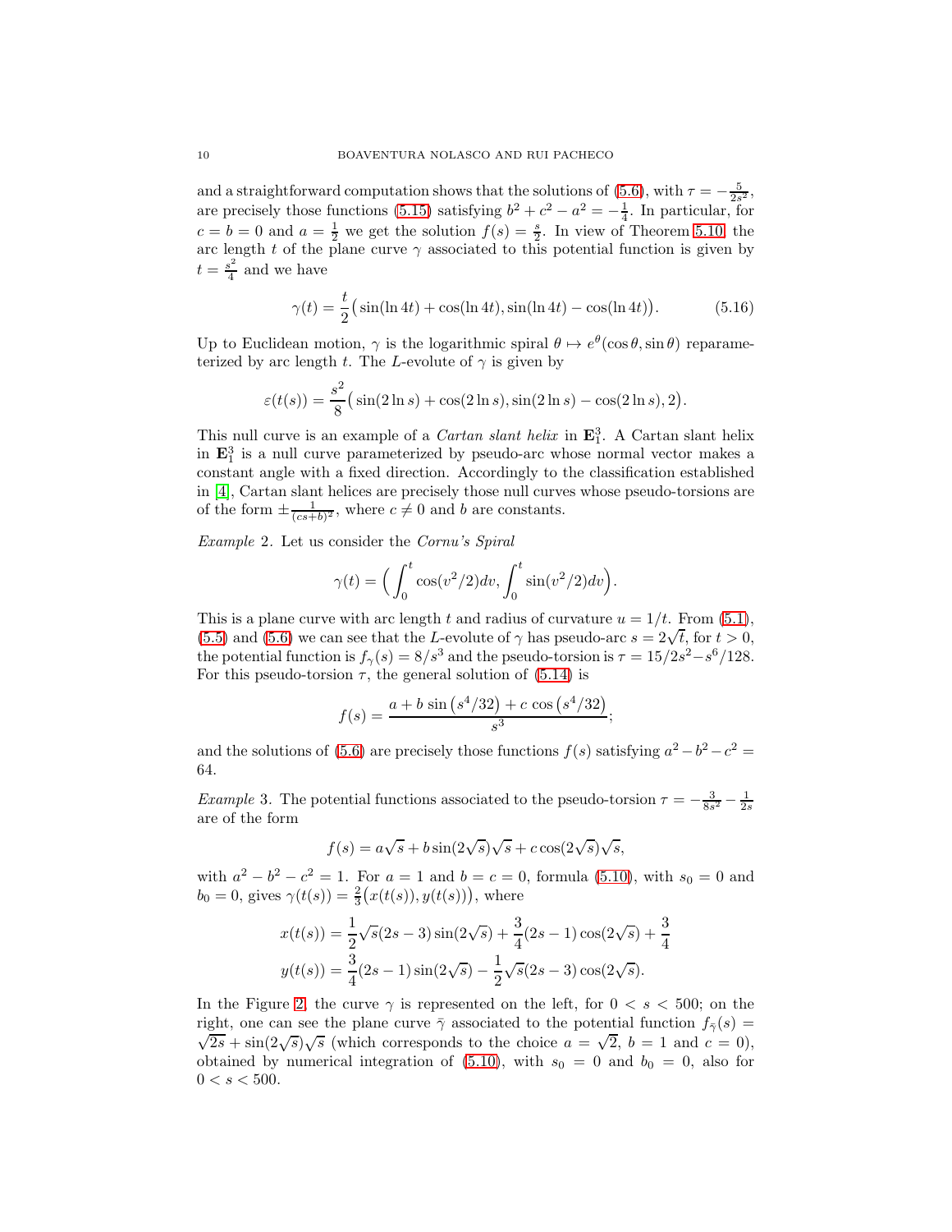and a straightforward computation shows that the solutions of (5.6), with $\tau = -\frac{5}{2s^2}$, are precisely those functions (5.15) satisfying $b^2 + c^2 - a^2 = -\frac{1}{4}$. In particular, for $c = b = 0$ and $a = \frac{1}{2}$ we get the solution $f(s) = \frac{s}{2}$. In view of Theorem 5.10, the arc length $t$ of the plane curve $\gamma$ associated to this potential function is given by $t = \frac{s^2}{4}$ and we have

$$\gamma(t) = \frac{t}{2}\big(\sin(\ln 4t) + \cos(\ln 4t), \sin(\ln 4t) - \cos(\ln 4t)\big). \tag{5.16}$$

Up to Euclidean motion, $\gamma$ is the logarithmic spiral $\theta \mapsto e^{\theta}(\cos\theta, \sin\theta)$ reparameterized by arc length $t$. The $L$-evolute of $\gamma$ is given by

$$\varepsilon(t(s)) = \frac{s^2}{8}\big(\sin(2\ln s) + \cos(2\ln s), \sin(2\ln s) - \cos(2\ln s), 2\big).$$

This null curve is an example of a *Cartan slant helix* in $\mathbf{E}^3_1$. A Cartan slant helix in $\mathbf{E}^3_1$ is a null curve parameterized by pseudo-arc whose normal vector makes a constant angle with a fixed direction. Accordingly to the classification established in [4], Cartan slant helices are precisely those null curves whose pseudo-torsions are of the form $\pm\frac{1}{(cs+b)^2}$, where $c \neq 0$ and $b$ are constants.

*Example* 2. Let us consider the *Cornu's Spiral*

$$\gamma(t) = \Big(\int_0^t \cos(v^2/2)dv, \int_0^t \sin(v^2/2)dv\Big).$$

This is a plane curve with arc length $t$ and radius of curvature $u = 1/t$. From (5.1), (5.5) and (5.6) we can see that the $L$-evolute of $\gamma$ has pseudo-arc $s = 2\sqrt{t}$, for $t > 0$, the potential function is $f_\gamma(s) = 8/s^3$ and the pseudo-torsion is $\tau = 15/2s^2 - s^6/128$. For this pseudo-torsion $\tau$, the general solution of (5.14) is

$$f(s) = \frac{a + b\,\sin\big(s^4/32\big) + c\,\cos\big(s^4/32\big)}{s^3};$$

and the solutions of (5.6) are precisely those functions $f(s)$ satisfying $a^2 - b^2 - c^2 = 64$.

*Example* 3. The potential functions associated to the pseudo-torsion $\tau = -\frac{3}{8s^2} - \frac{1}{2s}$ are of the form

$$f(s) = a\sqrt{s} + b\sin(2\sqrt{s})\sqrt{s} + c\cos(2\sqrt{s})\sqrt{s},$$

with $a^2 - b^2 - c^2 = 1$. For $a = 1$ and $b = c = 0$, formula (5.10), with $s_0 = 0$ and $b_0 = 0$, gives $\gamma(t(s)) = \frac{2}{3}\big(x(t(s)), y(t(s))\big)$, where

$$x(t(s)) = \frac{1}{2}\sqrt{s}(2s-3)\sin(2\sqrt{s}) + \frac{3}{4}(2s-1)\cos(2\sqrt{s}) + \frac{3}{4}$$
$$y(t(s)) = \frac{3}{4}(2s-1)\sin(2\sqrt{s}) - \frac{1}{2}\sqrt{s}(2s-3)\cos(2\sqrt{s}).$$

In the Figure 2, the curve $\gamma$ is represented on the left, for $0 < s < 500$; on the right, one can see the plane curve $\bar{\gamma}$ associated to the potential function $f_{\bar{\gamma}}(s) = \sqrt{2s} + \sin(2\sqrt{s})\sqrt{s}$ (which corresponds to the choice $a = \sqrt{2}$, $b = 1$ and $c = 0$), obtained by numerical integration of (5.10), with $s_0 = 0$ and $b_0 = 0$, also for $0 < s < 500$.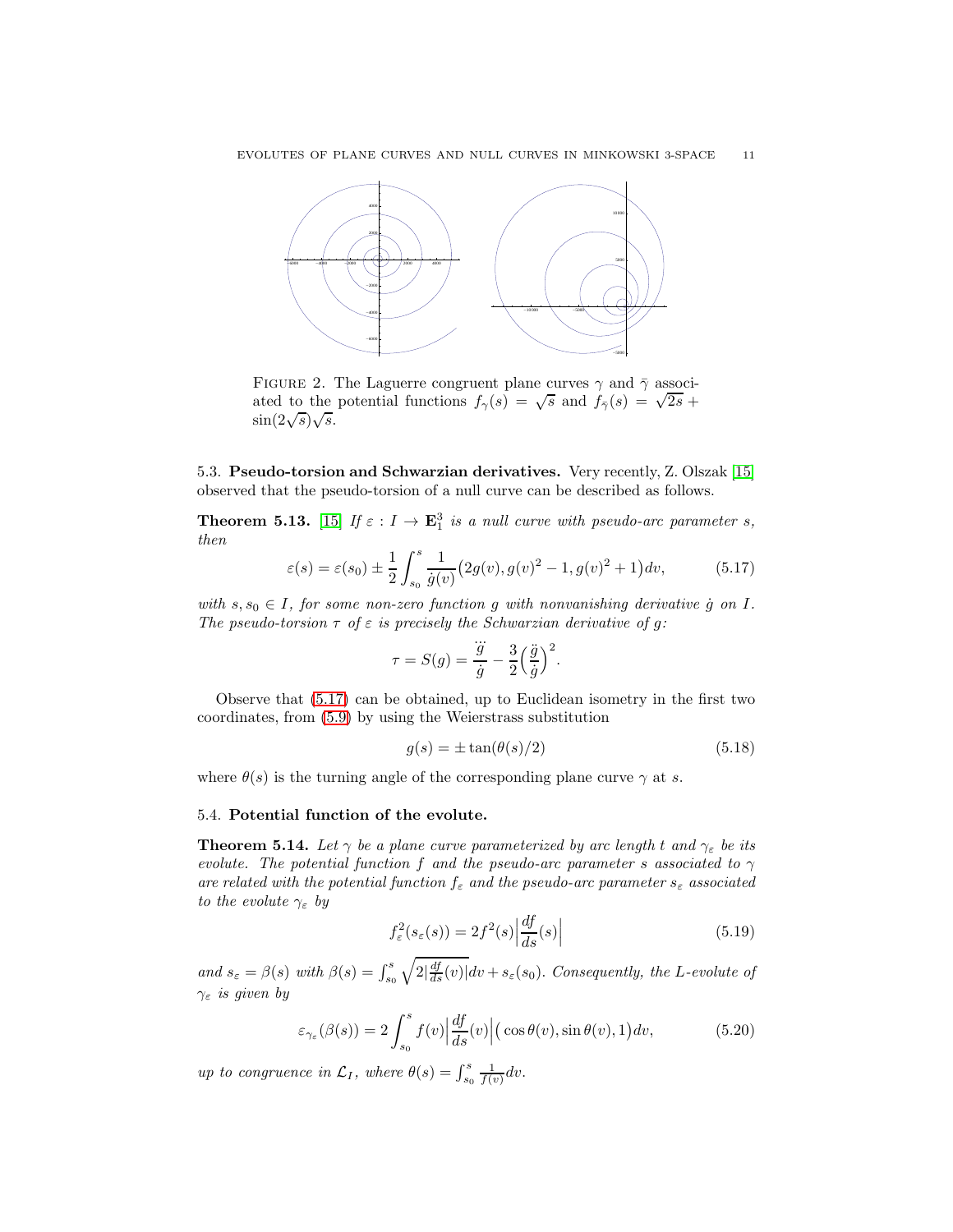FIGURE 2. The Laguerre congruent plane curves $\gamma$ and $\bar{\gamma}$ associated to the potential functions $f_\gamma(s) = \sqrt{s}$ and $f_{\bar{\gamma}}(s) = \sqrt{2s} + \sin(2\sqrt{s})\sqrt{s}$.

### 5.3. Pseudo-torsion and Schwarzian derivatives.

Very recently, Z. Olszak [15] observed that the pseudo-torsion of a null curve can be described as follows.

**Theorem 5.13.** [15] *If $\varepsilon : I \to \mathbf{E}^3_1$ is a null curve with pseudo-arc parameter $s$, then*

$$\varepsilon(s) = \varepsilon(s_0) \pm \frac{1}{2}\int_{s_0}^{s} \frac{1}{\dot{g}(v)}\big(2g(v), g(v)^2 - 1, g(v)^2 + 1\big)dv, \tag{5.17}$$

*with $s, s_0 \in I$, for some non-zero function $g$ with nonvanishing derivative $\dot{g}$ on $I$. The pseudo-torsion $\tau$ of $\varepsilon$ is precisely the Schwarzian derivative of $g$:*

$$\tau = S(g) = \frac{\dddot{g}}{\dot{g}} - \frac{3}{2}\Big(\frac{\ddot{g}}{\dot{g}}\Big)^2.$$

Observe that (5.17) can be obtained, up to Euclidean isometry in the first two coordinates, from (5.9) by using the Weierstrass substitution

$$g(s) = \pm\tan(\theta(s)/2) \tag{5.18}$$

where $\theta(s)$ is the turning angle of the corresponding plane curve $\gamma$ at $s$.

### 5.4. Potential function of the evolute.

**Theorem 5.14.** *Let $\gamma$ be a plane curve parameterized by arc length $t$ and $\gamma_\varepsilon$ be its evolute. The potential function $f$ and the pseudo-arc parameter $s$ associated to $\gamma$ are related with the potential function $f_\varepsilon$ and the pseudo-arc parameter $s_\varepsilon$ associated to the evolute $\gamma_\varepsilon$ by*

$$f_\varepsilon^2(s_\varepsilon(s)) = 2f^2(s)\Big|\frac{df}{ds}(s)\Big| \tag{5.19}$$

*and $s_\varepsilon = \beta(s)$ with $\beta(s) = \int_{s_0}^{s}\sqrt{2|\frac{df}{ds}(v)|}dv + s_\varepsilon(s_0)$. Consequently, the L-evolute of $\gamma_\varepsilon$ is given by*

$$\varepsilon_{\gamma_\varepsilon}(\beta(s)) = 2\int_{s_0}^{s} f(v)\Big|\frac{df}{ds}(v)\Big|\big(\cos\theta(v), \sin\theta(v), 1\big)dv, \tag{5.20}$$

*up to congruence in $\mathcal{L}_I$, where $\theta(s) = \int_{s_0}^{s}\frac{1}{f(v)}dv$.*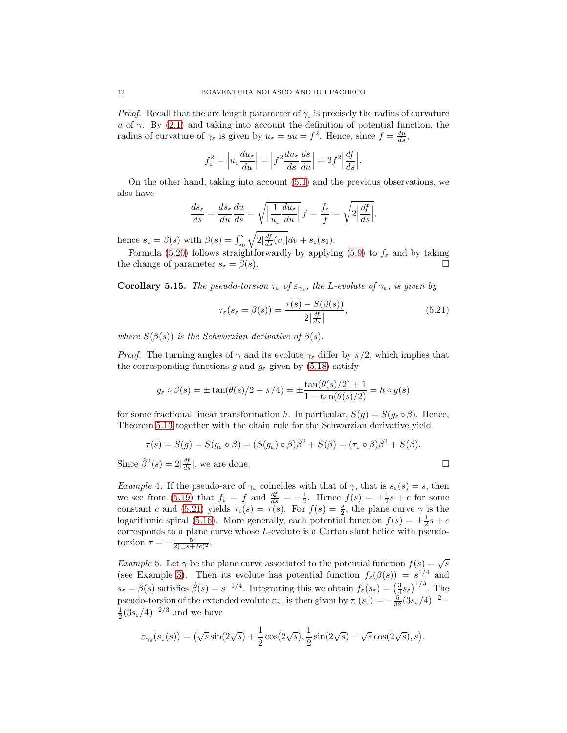*Proof.* Recall that the arc length parameter of $\gamma_\varepsilon$ is precisely the radius of curvature $u$ of $\gamma$. By (2.1) and taking into account the definition of potential function, the radius of curvature of $\gamma_\varepsilon$ is given by $u_\varepsilon = u\dot{u} = f^2$. Hence, since $f = \frac{du}{ds}$,

$$f_\varepsilon^2 = \Big|u_\varepsilon \frac{du_\varepsilon}{du}\Big| = \Big|f^2 \frac{du_\varepsilon}{ds}\frac{ds}{du}\Big| = 2f^2\Big|\frac{df}{ds}\Big|.$$

On the other hand, taking into account (5.1) and the previous observations, we also have

$$\frac{ds_\varepsilon}{ds} = \frac{ds_\varepsilon}{du}\frac{du}{ds} = \sqrt{\Big|\frac{1}{u_\varepsilon}\frac{du_\varepsilon}{du}\Big|}\, f = \frac{f_\varepsilon}{f} = \sqrt{2\Big|\frac{df}{ds}\Big|},$$

hence $s_\varepsilon = \beta(s)$ with $\beta(s) = \int_{s_0}^{s}\sqrt{2|\frac{df}{ds}(v)|}dv + s_\varepsilon(s_0)$.

Formula (5.20) follows straightforwardly by applying (5.9) to $f_\varepsilon$ and by taking the change of parameter $s_\varepsilon = \beta(s)$. □

**Corollary 5.15.** *The pseudo-torsion $\tau_\varepsilon$ of $\varepsilon_{\gamma_\varepsilon}$, the L-evolute of $\gamma_\varepsilon$, is given by*

$$\tau_\varepsilon(s_\varepsilon = \beta(s)) = \frac{\tau(s) - S(\beta(s))}{2|\frac{df}{ds}|}, \tag{5.21}$$

*where $S(\beta(s))$ is the Schwarzian derivative of $\beta(s)$.*

*Proof.* The turning angles of $\gamma$ and its evolute $\gamma_\varepsilon$ differ by $\pi/2$, which implies that the corresponding functions $g$ and $g_\varepsilon$ given by (5.18) satisfy

$$g_\varepsilon \circ \beta(s) = \pm\tan(\theta(s)/2 + \pi/4) = \pm\frac{\tan(\theta(s)/2) + 1}{1 - \tan(\theta(s)/2)} = h \circ g(s)$$

for some fractional linear transformation $h$. In particular, $S(g) = S(g_\varepsilon \circ \beta)$. Hence, Theorem 5.13 together with the chain rule for the Schwarzian derivative yield

$$\tau(s) = S(g) = S(g_\varepsilon \circ \beta) = (S(g_\varepsilon)\circ\beta)\dot{\beta}^2 + S(\beta) = (\tau_\varepsilon \circ \beta)\dot{\beta}^2 + S(\beta).$$

Since $\dot{\beta}^2(s) = 2|\frac{df}{ds}|$, we are done. □

*Example* 4. If the pseudo-arc of $\gamma_\varepsilon$ coincides with that of $\gamma$, that is $s_\varepsilon(s) = s$, then we see from (5.19) that $f_\varepsilon = f$ and $\frac{df}{ds} = \pm\frac{1}{2}$. Hence $f(s) = \pm\frac{1}{2}s + c$ for some constant $c$ and (5.21) yields $\tau_\varepsilon(s) = \tau(s)$. For $f(s) = \frac{s}{2}$, the plane curve $\gamma$ is the logarithmic spiral (5.16). More generally, each potential function $f(s) = \pm\frac{1}{2}s + c$ corresponds to a plane curve whose $L$-evolute is a Cartan slant helice with pseudo-torsion $\tau = -\frac{5}{2(\pm s + 2c)^2}$.

*Example* 5. Let $\gamma$ be the plane curve associated to the potential function $f(s) = \sqrt{s}$ (see Example 3). Then its evolute has potential function $f_\varepsilon(\beta(s)) = s^{1/4}$ and $s_\varepsilon = \beta(s)$ satisfies $\dot{\beta}(s) = s^{-1/4}$. Integrating this we obtain $f_\varepsilon(s_\varepsilon) = \big(\frac{3}{4}s_\varepsilon\big)^{1/3}$. The pseudo-torsion of the extended evolute $\varepsilon_{\gamma_\varepsilon}$ is then given by $\tau_\varepsilon(s_\varepsilon) = -\frac{5}{32}(3s_\varepsilon/4)^{-2} - \frac{1}{2}(3s_\varepsilon/4)^{-2/3}$ and we have

$$\varepsilon_{\gamma_\varepsilon}(s_\varepsilon(s)) = \big(\sqrt{s}\sin(2\sqrt{s}) + \frac{1}{2}\cos(2\sqrt{s}), \frac{1}{2}\sin(2\sqrt{s}) - \sqrt{s}\cos(2\sqrt{s}), s\big).$$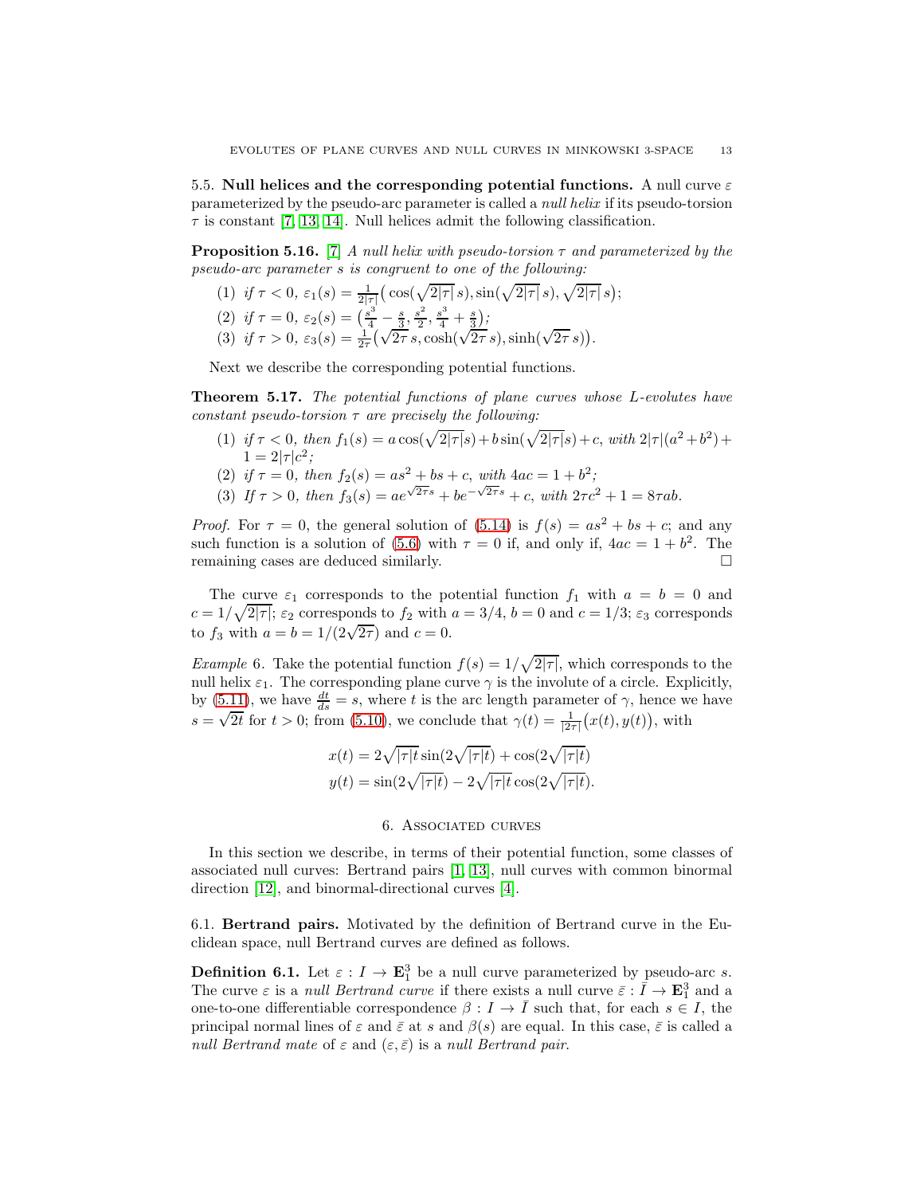5.5. **Null helices and the corresponding potential functions.** A null curve $\varepsilon$ parameterized by the pseudo-arc parameter is called a *null helix* if its pseudo-torsion $\tau$ is constant [7, 13, 14]. Null helices admit the following classification.

**Proposition 5.16.** [7] *A null helix with pseudo-torsion $\tau$ and parameterized by the pseudo-arc parameter $s$ is congruent to one of the following:*

1. *if $\tau < 0$, $\varepsilon_1(s) = \frac{1}{2|\tau|}\big(\cos(\sqrt{2|\tau|}\, s), \sin(\sqrt{2|\tau|}\, s), \sqrt{2|\tau|}\, s\big)$;*
2. *if $\tau = 0$, $\varepsilon_2(s) = \big(\frac{s^3}{4} - \frac{s}{3}, \frac{s^2}{2}, \frac{s^3}{4} + \frac{s}{3}\big)$;*
3. *if $\tau > 0$, $\varepsilon_3(s) = \frac{1}{2\tau}\big(\sqrt{2\tau}\, s, \cosh(\sqrt{2\tau}\, s), \sinh(\sqrt{2\tau}\, s)\big)$.*

Next we describe the corresponding potential functions.

**Theorem 5.17.** *The potential functions of plane curves whose L-evolutes have constant pseudo-torsion $\tau$ are precisely the following:*

1. *if $\tau < 0$, then $f_1(s) = a\cos(\sqrt{2|\tau|}s) + b\sin(\sqrt{2|\tau|}s) + c$, with $2|\tau|(a^2+b^2)+1 = 2|\tau|c^2$;*
2. *if $\tau = 0$, then $f_2(s) = as^2 + bs + c$, with $4ac = 1 + b^2$;*
3. *If $\tau > 0$, then $f_3(s) = ae^{\sqrt{2\tau}s} + be^{-\sqrt{2\tau}s} + c$, with $2\tau c^2 + 1 = 8\tau ab$.*

*Proof.* For $\tau = 0$, the general solution of (5.14) is $f(s) = as^2 + bs + c$; and any such function is a solution of (5.6) with $\tau = 0$ if, and only if, $4ac = 1 + b^2$. The remaining cases are deduced similarly. $\square$

The curve $\varepsilon_1$ corresponds to the potential function $f_1$ with $a = b = 0$ and $c = 1/\sqrt{2|\tau|}$; $\varepsilon_2$ corresponds to $f_2$ with $a = 3/4$, $b = 0$ and $c = 1/3$; $\varepsilon_3$ corresponds to $f_3$ with $a = b = 1/(2\sqrt{2\tau})$ and $c = 0$.

*Example* 6. Take the potential function $f(s) = 1/\sqrt{2|\tau|}$, which corresponds to the null helix $\varepsilon_1$. The corresponding plane curve $\gamma$ is the involute of a circle. Explicitly, by (5.11), we have $\frac{dt}{ds} = s$, where $t$ is the arc length parameter of $\gamma$, hence we have $s = \sqrt{2t}$ for $t > 0$; from (5.10), we conclude that $\gamma(t) = \frac{1}{|2\tau|}\big(x(t), y(t)\big)$, with

$$x(t) = 2\sqrt{|\tau|t}\sin(2\sqrt{|\tau|t}) + \cos(2\sqrt{|\tau|t})$$
$$y(t) = \sin(2\sqrt{|\tau|t}) - 2\sqrt{|\tau|t}\cos(2\sqrt{|\tau|t}).$$

## 6. Associated curves

In this section we describe, in terms of their potential function, some classes of associated null curves: Bertrand pairs [1, 13], null curves with common binormal direction [12], and binormal-directional curves [4].

6.1. **Bertrand pairs.** Motivated by the definition of Bertrand curve in the Euclidean space, null Bertrand curves are defined as follows.

**Definition 6.1.** Let $\varepsilon : I \to \mathbf{E}^3_1$ be a null curve parameterized by pseudo-arc $s$. The curve $\varepsilon$ is a *null Bertrand curve* if there exists a null curve $\bar\varepsilon : \bar I \to \mathbf{E}^3_1$ and a one-to-one differentiable correspondence $\beta : I \to \bar I$ such that, for each $s \in I$, the principal normal lines of $\varepsilon$ and $\bar\varepsilon$ at $s$ and $\beta(s)$ are equal. In this case, $\bar\varepsilon$ is called a *null Bertrand mate* of $\varepsilon$ and $(\varepsilon, \bar\varepsilon)$ is a *null Bertrand pair*.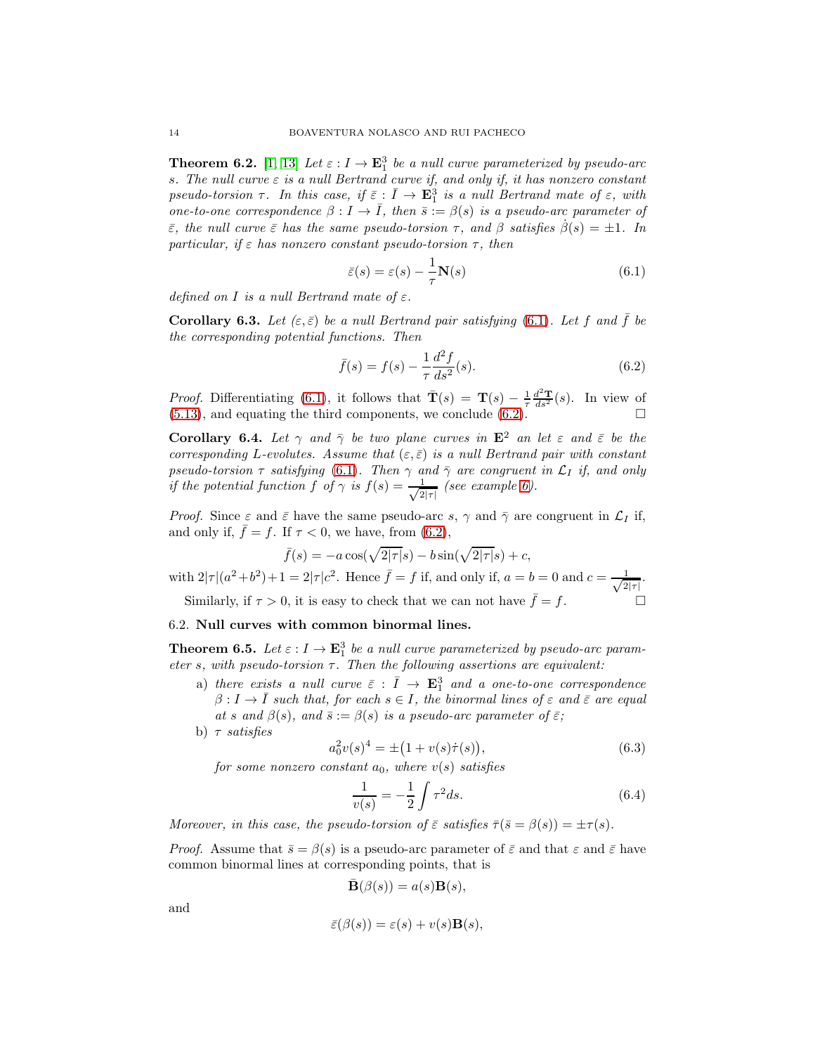**Theorem 6.2.** [1, 13] *Let $\varepsilon : I \to \mathbf{E}^3_1$ be a null curve parameterized by pseudo-arc $s$. The null curve $\varepsilon$ is a null Bertrand curve if, and only if, it has nonzero constant pseudo-torsion $\tau$. In this case, if $\bar{\varepsilon} : \bar{I} \to \mathbf{E}^3_1$ is a null Bertrand mate of $\varepsilon$, with one-to-one correspondence $\beta : I \to \bar{I}$, then $\bar{s} := \beta(s)$ is a pseudo-arc parameter of $\bar{\varepsilon}$, the null curve $\bar{\varepsilon}$ has the same pseudo-torsion $\tau$, and $\beta$ satisfies $\dot{\beta}(s) = \pm 1$. In particular, if $\varepsilon$ has nonzero constant pseudo-torsion $\tau$, then*

$$\bar{\varepsilon}(s) = \varepsilon(s) - \frac{1}{\tau}\mathbf{N}(s) \tag{6.1}$$

*defined on $I$ is a null Bertrand mate of $\varepsilon$.*

**Corollary 6.3.** *Let $(\varepsilon, \bar{\varepsilon})$ be a null Bertrand pair satisfying (6.1). Let $f$ and $\bar{f}$ be the corresponding potential functions. Then*

$$\bar{f}(s) = f(s) - \frac{1}{\tau}\frac{d^2 f}{ds^2}(s). \tag{6.2}$$

*Proof.* Differentiating (6.1), it follows that $\bar{\mathbf{T}}(s) = \mathbf{T}(s) - \frac{1}{\tau}\frac{d^2\mathbf{T}}{ds^2}(s)$. In view of (5.13), and equating the third components, we conclude (6.2). □

**Corollary 6.4.** *Let $\gamma$ and $\bar{\gamma}$ be two plane curves in $\mathbf{E}^2$ an let $\varepsilon$ and $\bar{\varepsilon}$ be the corresponding $L$-evolutes. Assume that $(\varepsilon, \bar{\varepsilon})$ is a null Bertrand pair with constant pseudo-torsion $\tau$ satisfying (6.1). Then $\gamma$ and $\bar{\gamma}$ are congruent in $\mathcal{L}_I$ if, and only if the potential function $f$ of $\gamma$ is $f(s) = \frac{1}{\sqrt{2|\tau|}}$ (see example 6).*

*Proof.* Since $\varepsilon$ and $\bar{\varepsilon}$ have the same pseudo-arc $s$, $\gamma$ and $\bar{\gamma}$ are congruent in $\mathcal{L}_I$ if, and only if, $\bar{f} = f$. If $\tau < 0$, we have, from (6.2),

$$\bar{f}(s) = -a\cos(\sqrt{2|\tau|}s) - b\sin(\sqrt{2|\tau|}s) + c,$$

with $2|\tau|(a^2+b^2)+1 = 2|\tau|c^2$. Hence $\bar{f} = f$ if, and only if, $a = b = 0$ and $c = \frac{1}{\sqrt{2|\tau|}}$.

Similarly, if $\tau > 0$, it is easy to check that we can not have $\bar{f} = f$. □

### 6.2. Null curves with common binormal lines.

**Theorem 6.5.** *Let $\varepsilon : I \to \mathbf{E}^3_1$ be a null curve parameterized by pseudo-arc parameter $s$, with pseudo-torsion $\tau$. Then the following assertions are equivalent:*

a) *there exists a null curve $\bar{\varepsilon} : \bar{I} \to \mathbf{E}^3_1$ and a one-to-one correspondence $\beta : I \to \bar{I}$ such that, for each $s \in I$, the binormal lines of $\varepsilon$ and $\bar{\varepsilon}$ are equal at $s$ and $\beta(s)$, and $\bar{s} := \beta(s)$ is a pseudo-arc parameter of $\bar{\varepsilon}$;*
b) *$\tau$ satisfies*
$$a_0^2 v(s)^4 = \pm\big(1 + v(s)\dot{\tau}(s)\big), \tag{6.3}$$
*for some nonzero constant $a_0$, where $v(s)$ satisfies*
$$\frac{1}{v(s)} = -\frac{1}{2}\int \tau^2 ds. \tag{6.4}$$

*Moreover, in this case, the pseudo-torsion of $\bar{\varepsilon}$ satisfies $\bar{\tau}(\bar{s} = \beta(s)) = \pm\tau(s)$.*

*Proof.* Assume that $\bar{s} = \beta(s)$ is a pseudo-arc parameter of $\bar{\varepsilon}$ and that $\varepsilon$ and $\bar{\varepsilon}$ have common binormal lines at corresponding points, that is

$$\bar{\mathbf{B}}(\beta(s)) = a(s)\mathbf{B}(s),$$

and

$$\bar{\varepsilon}(\beta(s)) = \varepsilon(s) + v(s)\mathbf{B}(s),$$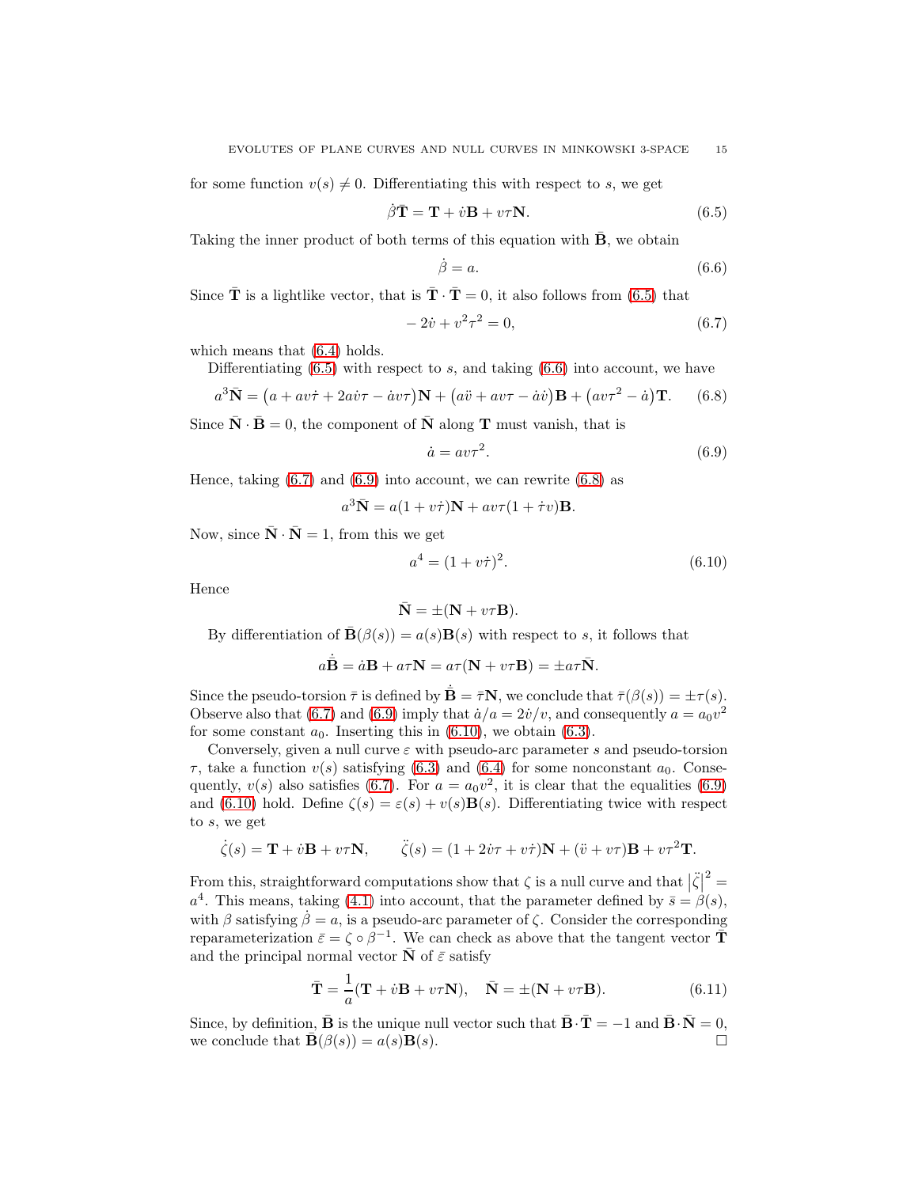for some function $v(s) \neq 0$. Differentiating this with respect to $s$, we get

$$\dot{\beta}\bar{\mathbf{T}} = \mathbf{T} + \dot{v}\mathbf{B} + v\tau\mathbf{N}. \tag{6.5}$$

Taking the inner product of both terms of this equation with $\bar{\mathbf{B}}$, we obtain

$$\dot{\beta} = a. \tag{6.6}$$

Since $\bar{\mathbf{T}}$ is a lightlike vector, that is $\bar{\mathbf{T}} \cdot \bar{\mathbf{T}} = 0$, it also follows from (6.5) that

$$-2\dot{v} + v^2\tau^2 = 0, \tag{6.7}$$

which means that (6.4) holds.

Differentiating (6.5) with respect to $s$, and taking (6.6) into account, we have

$$a^3\bar{\mathbf{N}} = \left(a + av\dot{\tau} + 2a\dot{v}\tau - \dot{a}v\tau\right)\mathbf{N} + \left(a\ddot{v} + av\tau - \dot{a}\dot{v}\right)\mathbf{B} + \left(av\tau^2 - \dot{a}\right)\mathbf{T}. \tag{6.8}$$

Since $\bar{\mathbf{N}} \cdot \bar{\mathbf{B}} = 0$, the component of $\bar{\mathbf{N}}$ along $\mathbf{T}$ must vanish, that is

$$\dot{a} = av\tau^2. \tag{6.9}$$

Hence, taking (6.7) and (6.9) into account, we can rewrite (6.8) as

$$a^3\bar{\mathbf{N}} = a(1 + v\dot{\tau})\mathbf{N} + av\tau(1 + \dot{\tau}v)\mathbf{B}.$$

Now, since $\bar{\mathbf{N}} \cdot \bar{\mathbf{N}} = 1$, from this we get

$$a^4 = (1 + v\dot{\tau})^2. \tag{6.10}$$

Hence

$$\bar{\mathbf{N}} = \pm(\mathbf{N} + v\tau\mathbf{B}).$$

By differentiation of $\bar{\mathbf{B}}(\beta(s)) = a(s)\mathbf{B}(s)$ with respect to $s$, it follows that

$$a\dot{\bar{\mathbf{B}}} = \dot{a}\mathbf{B} + a\tau\mathbf{N} = a\tau(\mathbf{N} + v\tau\mathbf{B}) = \pm a\tau\bar{\mathbf{N}}.$$

Since the pseudo-torsion $\bar{\tau}$ is defined by $\dot{\bar{\mathbf{B}}} = \bar{\tau}\mathbf{N}$, we conclude that $\bar{\tau}(\beta(s)) = \pm\tau(s)$. Observe also that (6.7) and (6.9) imply that $\dot{a}/a = 2\dot{v}/v$, and consequently $a = a_0 v^2$ for some constant $a_0$. Inserting this in (6.10), we obtain (6.3).

Conversely, given a null curve $\varepsilon$ with pseudo-arc parameter $s$ and pseudo-torsion $\tau$, take a function $v(s)$ satisfying (6.3) and (6.4) for some nonconstant $a_0$. Consequently, $v(s)$ also satisfies (6.7). For $a = a_0 v^2$, it is clear that the equalities (6.9) and (6.10) hold. Define $\zeta(s) = \varepsilon(s) + v(s)\mathbf{B}(s)$. Differentiating twice with respect to $s$, we get

$$\dot{\zeta}(s) = \mathbf{T} + \dot{v}\mathbf{B} + v\tau\mathbf{N}, \qquad \ddot{\zeta}(s) = (1 + 2\dot{v}\tau + v\dot{\tau})\mathbf{N} + (\ddot{v} + v\tau)\mathbf{B} + v\tau^2\mathbf{T}.$$

From this, straightforward computations show that $\zeta$ is a null curve and that $\left|\ddot{\zeta}\right|^2 = a^4$. This means, taking (4.1) into account, that the parameter defined by $\bar{s} = \beta(s)$, with $\beta$ satisfying $\dot{\beta} = a$, is a pseudo-arc parameter of $\zeta$. Consider the corresponding reparameterization $\bar{\varepsilon} = \zeta \circ \beta^{-1}$. We can check as above that the tangent vector $\bar{\mathbf{T}}$ and the principal normal vector $\bar{\mathbf{N}}$ of $\bar{\varepsilon}$ satisfy

$$\bar{\mathbf{T}} = \frac{1}{a}(\mathbf{T} + \dot{v}\mathbf{B} + v\tau\mathbf{N}), \quad \bar{\mathbf{N}} = \pm(\mathbf{N} + v\tau\mathbf{B}). \tag{6.11}$$

Since, by definition, $\bar{\mathbf{B}}$ is the unique null vector such that $\bar{\mathbf{B}} \cdot \bar{\mathbf{T}} = -1$ and $\bar{\mathbf{B}} \cdot \bar{\mathbf{N}} = 0$, we conclude that $\bar{\mathbf{B}}(\beta(s)) = a(s)\mathbf{B}(s)$. $\square$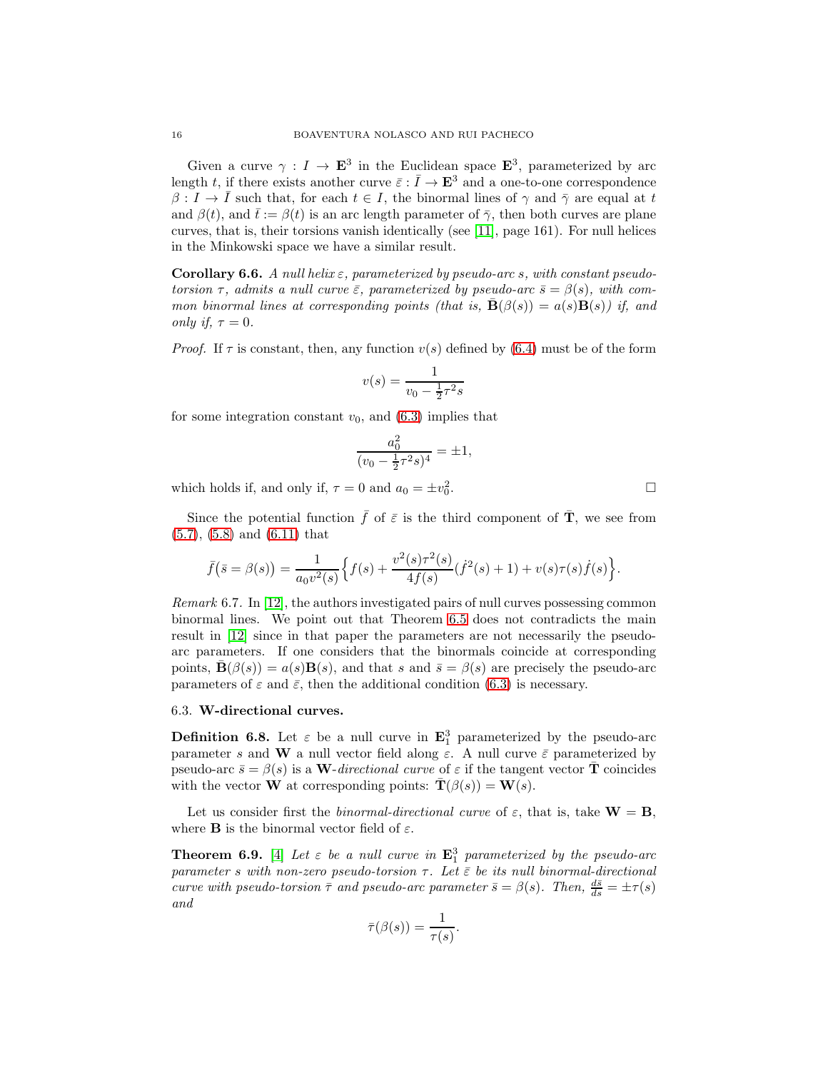Given a curve $\gamma : I \to \mathbf{E}^3$ in the Euclidean space $\mathbf{E}^3$, parameterized by arc length $t$, if there exists another curve $\bar{\varepsilon} : \bar{I} \to \mathbf{E}^3$ and a one-to-one correspondence $\beta : I \to \bar{I}$ such that, for each $t \in I$, the binormal lines of $\gamma$ and $\bar{\gamma}$ are equal at $t$ and $\beta(t)$, and $\bar{t} := \beta(t)$ is an arc length parameter of $\bar{\gamma}$, then both curves are plane curves, that is, their torsions vanish identically (see [11], page 161). For null helices in the Minkowski space we have a similar result.

**Corollary 6.6.** *A null helix $\varepsilon$, parameterized by pseudo-arc $s$, with constant pseudo-torsion $\tau$, admits a null curve $\bar{\varepsilon}$, parameterized by pseudo-arc $\bar{s} = \beta(s)$, with common binormal lines at corresponding points (that is, $\bar{\mathbf{B}}(\beta(s)) = a(s)\mathbf{B}(s)$) if, and only if, $\tau = 0$.*

*Proof.* If $\tau$ is constant, then, any function $v(s)$ defined by (6.4) must be of the form

$$v(s) = \frac{1}{v_0 - \frac{1}{2}\tau^2 s}$$

for some integration constant $v_0$, and (6.3) implies that

$$\frac{a_0^2}{(v_0 - \frac{1}{2}\tau^2 s)^4} = \pm 1,$$

which holds if, and only if, $\tau = 0$ and $a_0 = \pm v_0^2$. □

Since the potential function $\bar{f}$ of $\bar{\varepsilon}$ is the third component of $\bar{\mathbf{T}}$, we see from (5.7), (5.8) and (6.11) that

$$\bar{f}\big(\bar{s} = \beta(s)\big) = \frac{1}{a_0 v^2(s)}\Big\{f(s) + \frac{v^2(s)\tau^2(s)}{4f(s)}(\dot{f}^2(s) + 1) + v(s)\tau(s)\dot{f}(s)\Big\}.$$

*Remark* 6.7. In [12], the authors investigated pairs of null curves possessing common binormal lines. We point out that Theorem 6.5 does not contradicts the main result in [12] since in that paper the parameters are not necessarily the pseudo-arc parameters. If one considers that the binormals coincide at corresponding points, $\bar{\mathbf{B}}(\beta(s)) = a(s)\mathbf{B}(s)$, and that $s$ and $\bar{s} = \beta(s)$ are precisely the pseudo-arc parameters of $\varepsilon$ and $\bar{\varepsilon}$, then the additional condition (6.3) is necessary.

### 6.3. **W-directional curves.**

**Definition 6.8.** Let $\varepsilon$ be a null curve in $\mathbf{E}_1^3$ parameterized by the pseudo-arc parameter $s$ and $\mathbf{W}$ a null vector field along $\varepsilon$. A null curve $\bar{\varepsilon}$ parameterized by pseudo-arc $\bar{s} = \beta(s)$ is a $\mathbf{W}$-*directional curve* of $\varepsilon$ if the tangent vector $\bar{\mathbf{T}}$ coincides with the vector $\mathbf{W}$ at corresponding points: $\bar{\mathbf{T}}(\beta(s)) = \mathbf{W}(s)$.

Let us consider first the *binormal-directional curve* of $\varepsilon$, that is, take $\mathbf{W} = \mathbf{B}$, where $\mathbf{B}$ is the binormal vector field of $\varepsilon$.

**Theorem 6.9.** [4] *Let $\varepsilon$ be a null curve in $\mathbf{E}_1^3$ parameterized by the pseudo-arc parameter $s$ with non-zero pseudo-torsion $\tau$. Let $\bar{\varepsilon}$ be its null binormal-directional curve with pseudo-torsion $\bar{\tau}$ and pseudo-arc parameter $\bar{s} = \beta(s)$. Then, $\frac{d\bar{s}}{ds} = \pm\tau(s)$ and*

$$\bar{\tau}(\beta(s)) = \frac{1}{\tau(s)}.$$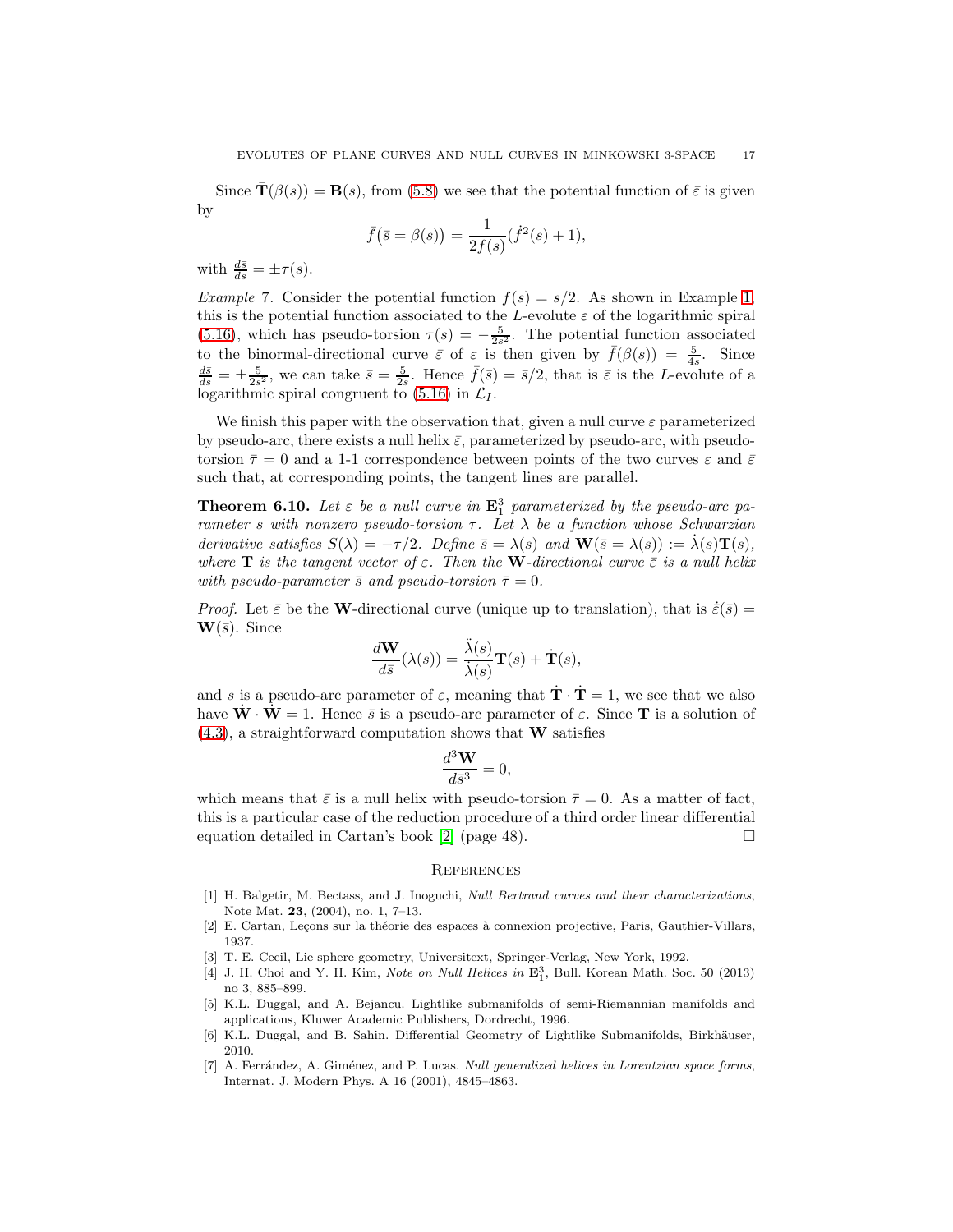Since $\bar{\mathbf{T}}(\beta(s)) = \mathbf{B}(s)$, from (5.8) we see that the potential function of $\bar{\varepsilon}$ is given by

$$\bar{f}\big(\bar{s} = \beta(s)\big) = \frac{1}{2f(s)}(\dot{f}^2(s) + 1),$$

with $\frac{d\bar{s}}{ds} = \pm\tau(s)$.

*Example* 7. Consider the potential function $f(s) = s/2$. As shown in Example 1, this is the potential function associated to the $L$-evolute $\varepsilon$ of the logarithmic spiral (5.16), which has pseudo-torsion $\tau(s) = -\frac{5}{2s^2}$. The potential function associated to the binormal-directional curve $\bar{\varepsilon}$ of $\varepsilon$ is then given by $\bar{f}(\beta(s)) = \frac{5}{4s}$. Since $\frac{d\bar{s}}{ds} = \pm\frac{5}{2s^2}$, we can take $\bar{s} = \frac{5}{2s}$. Hence $\bar{f}(\bar{s}) = \bar{s}/2$, that is $\bar{\varepsilon}$ is the $L$-evolute of a logarithmic spiral congruent to (5.16) in $\mathcal{L}_I$.

We finish this paper with the observation that, given a null curve $\varepsilon$ parameterized by pseudo-arc, there exists a null helix $\bar{\varepsilon}$, parameterized by pseudo-arc, with pseudo-torsion $\bar{\tau} = 0$ and a 1-1 correspondence between points of the two curves $\varepsilon$ and $\bar{\varepsilon}$ such that, at corresponding points, the tangent lines are parallel.

**Theorem 6.10.** *Let $\varepsilon$ be a null curve in $\mathbf{E}^3_1$ parameterized by the pseudo-arc parameter $s$ with nonzero pseudo-torsion $\tau$. Let $\lambda$ be a function whose Schwarzian derivative satisfies $S(\lambda) = -\tau/2$. Define $\bar{s} = \lambda(s)$ and $\mathbf{W}(\bar{s} = \lambda(s)) := \dot{\lambda}(s)\mathbf{T}(s)$, where $\mathbf{T}$ is the tangent vector of $\varepsilon$. Then the $\mathbf{W}$-directional curve $\bar{\varepsilon}$ is a null helix with pseudo-parameter $\bar{s}$ and pseudo-torsion $\bar{\tau} = 0$.*

*Proof.* Let $\bar{\varepsilon}$ be the $\mathbf{W}$-directional curve (unique up to translation), that is $\dot{\bar{\varepsilon}}(\bar{s}) = \mathbf{W}(\bar{s})$. Since

$$\frac{d\mathbf{W}}{d\bar{s}}(\lambda(s)) = \frac{\ddot{\lambda}(s)}{\dot{\lambda}(s)}\mathbf{T}(s) + \dot{\mathbf{T}}(s),$$

and $s$ is a pseudo-arc parameter of $\varepsilon$, meaning that $\dot{\mathbf{T}} \cdot \dot{\mathbf{T}} = 1$, we see that we also have $\dot{\mathbf{W}} \cdot \dot{\mathbf{W}} = 1$. Hence $\bar{s}$ is a pseudo-arc parameter of $\varepsilon$. Since $\mathbf{T}$ is a solution of (4.3), a straightforward computation shows that $\mathbf{W}$ satisfies

$$\frac{d^3\mathbf{W}}{d\bar{s}^3} = 0,$$

which means that $\bar{\varepsilon}$ is a null helix with pseudo-torsion $\bar{\tau} = 0$. As a matter of fact, this is a particular case of the reduction procedure of a third order linear differential equation detailed in Cartan's book [2] (page 48). □

## References

[1] H. Balgetir, M. Bectass, and J. Inoguchi, *Null Bertrand curves and their characterizations*, Note Mat. **23**, (2004), no. 1, 7–13.

[2] E. Cartan, Leçons sur la théorie des espaces à connexion projective, Paris, Gauthier-Villars, 1937.

[3] T. E. Cecil, Lie sphere geometry, Universitext, Springer-Verlag, New York, 1992.

[4] J. H. Choi and Y. H. Kim, *Note on Null Helices in* $\mathbf{E}^3_1$, Bull. Korean Math. Soc. 50 (2013) no 3, 885–899.

[5] K.L. Duggal, and A. Bejancu. Lightlike submanifolds of semi-Riemannian manifolds and applications, Kluwer Academic Publishers, Dordrecht, 1996.

[6] K.L. Duggal, and B. Sahin. Differential Geometry of Lightlike Submanifolds, Birkhäuser, 2010.

[7] A. Ferrández, A. Giménez, and P. Lucas. *Null generalized helices in Lorentzian space forms*, Internat. J. Modern Phys. A 16 (2001), 4845–4863.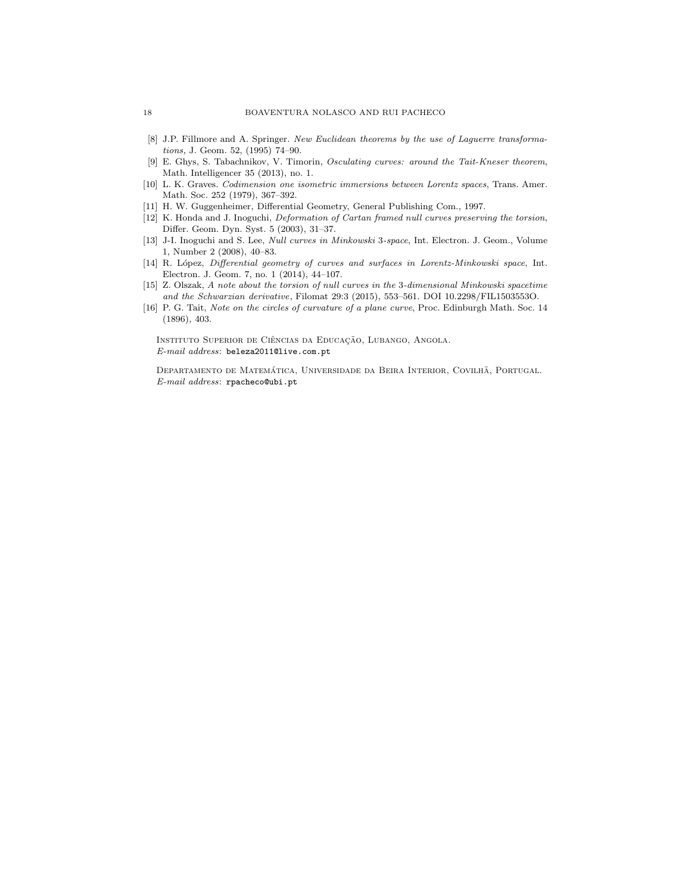[8] J.P. Fillmore and A. Springer. *New Euclidean theorems by the use of Laguerre transformations,* J. Geom. 52, (1995) 74–90.

[9] E. Ghys, S. Tabachnikov, V. Timorin, *Osculating curves: around the Tait-Kneser theorem*, Math. Intelligencer 35 (2013), no. 1.

[10] L. K. Graves. *Codimension one isometric immersions between Lorentz spaces*, Trans. Amer. Math. Soc. 252 (1979), 367–392.

[11] H. W. Guggenheimer, Differential Geometry, General Publishing Com., 1997.

[12] K. Honda and J. Inoguchi, *Deformation of Cartan framed null curves preserving the torsion*, Differ. Geom. Dyn. Syst. 5 (2003), 31–37.

[13] J-I. Inoguchi and S. Lee, *Null curves in Minkowski* 3*-space*, Int. Electron. J. Geom., Volume 1, Number 2 (2008), 40–83.

[14] R. López, *Differential geometry of curves and surfaces in Lorentz-Minkowski space,* Int. Electron. J. Geom. 7, no. 1 (2014), 44–107.

[15] Z. Olszak, *A note about the torsion of null curves in the* 3*-dimensional Minkowski spacetime and the Schwarzian derivative*, Filomat 29:3 (2015), 553–561. DOI 10.2298/FIL1503553O.

[16] P. G. Tait, *Note on the circles of curvature of a plane curve*, Proc. Edinburgh Math. Soc. 14 (1896), 403.

Instituto Superior de Ciências da Educação, Lubango, Angola.
*E-mail address*: beleza2011@live.com.pt

Departamento de Matemática, Universidade da Beira Interior, Covilhã, Portugal.
*E-mail address*: rpacheco@ubi.pt